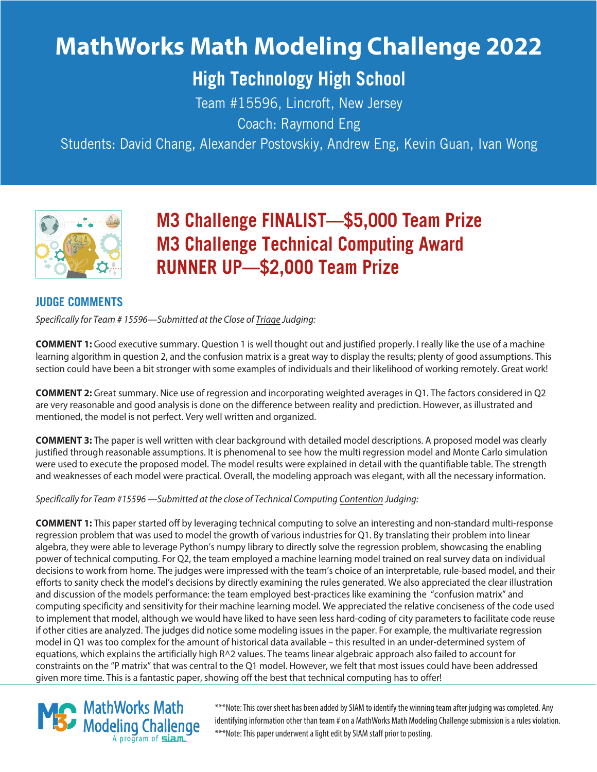# MathWorks Math Modeling Challenge 2022

## High Technology High School

Team #15596, Lincroft, New Jersey

Coach: Raymond Eng

Students: David Chang, Alexander Postovskiy, Andrew Eng, Kevin Guan, Ivan Wong

## M3 Challenge FINALIST—$5,000 Team Prize
## M3 Challenge Technical Computing Award
## RUNNER UP—$2,000 Team Prize

### JUDGE COMMENTS

*Specifically for Team # 15596—Submitted at the Close of Triage Judging:*

**COMMENT 1:** Good executive summary. Question 1 is well thought out and justified properly. I really like the use of a machine learning algorithm in question 2, and the confusion matrix is a great way to display the results; plenty of good assumptions. This section could have been a bit stronger with some examples of individuals and their likelihood of working remotely. Great work!

**COMMENT 2:** Great summary. Nice use of regression and incorporating weighted averages in Q1. The factors considered in Q2 are very reasonable and good analysis is done on the difference between reality and prediction. However, as illustrated and mentioned, the model is not perfect. Very well written and organized.

**COMMENT 3:** The paper is well written with clear background with detailed model descriptions. A proposed model was clearly justified through reasonable assumptions. It is phenomenal to see how the multi regression model and Monte Carlo simulation were used to execute the proposed model. The model results were explained in detail with the quantifiable table. The strength and weaknesses of each model were practical. Overall, the modeling approach was elegant, with all the necessary information.

*Specifically for Team #15596 —Submitted at the close of Technical Computing Contention Judging:*

**COMMENT 1:** This paper started off by leveraging technical computing to solve an interesting and non-standard multi-response regression problem that was used to model the growth of various industries for Q1. By translating their problem into linear algebra, they were able to leverage Python's numpy library to directly solve the regression problem, showcasing the enabling power of technical computing. For Q2, the team employed a machine learning model trained on real survey data on individual decisions to work from home. The judges were impressed with the team's choice of an interpretable, rule-based model, and their efforts to sanity check the model's decisions by directly examining the rules generated. We also appreciated the clear illustration and discussion of the models performance: the team employed best-practices like examining the "confusion matrix" and computing specificity and sensitivity for their machine learning model. We appreciated the relative conciseness of the code used to implement that model, although we would have liked to have seen less hard-coding of city parameters to facilitate code reuse if other cities are analyzed. The judges did notice some modeling issues in the paper. For example, the multivariate regression model in Q1 was too complex for the amount of historical data available – this resulted in an under-determined system of equations, which explains the artificially high R^2 values. The teams linear algebraic approach also failed to account for constraints on the "P matrix" that was central to the Q1 model. However, we felt that most issues could have been addressed given more time. This is a fantastic paper, showing off the best that technical computing has to offer!

MathWorks Math Modeling Challenge — A program of siam

***Note: This cover sheet has been added by SIAM to identify the winning team after judging was completed. Any identifying information other than team # on a MathWorks Math Modeling Challenge submission is a rules violation.
***Note: This paper underwent a light edit by SIAM staff prior to posting.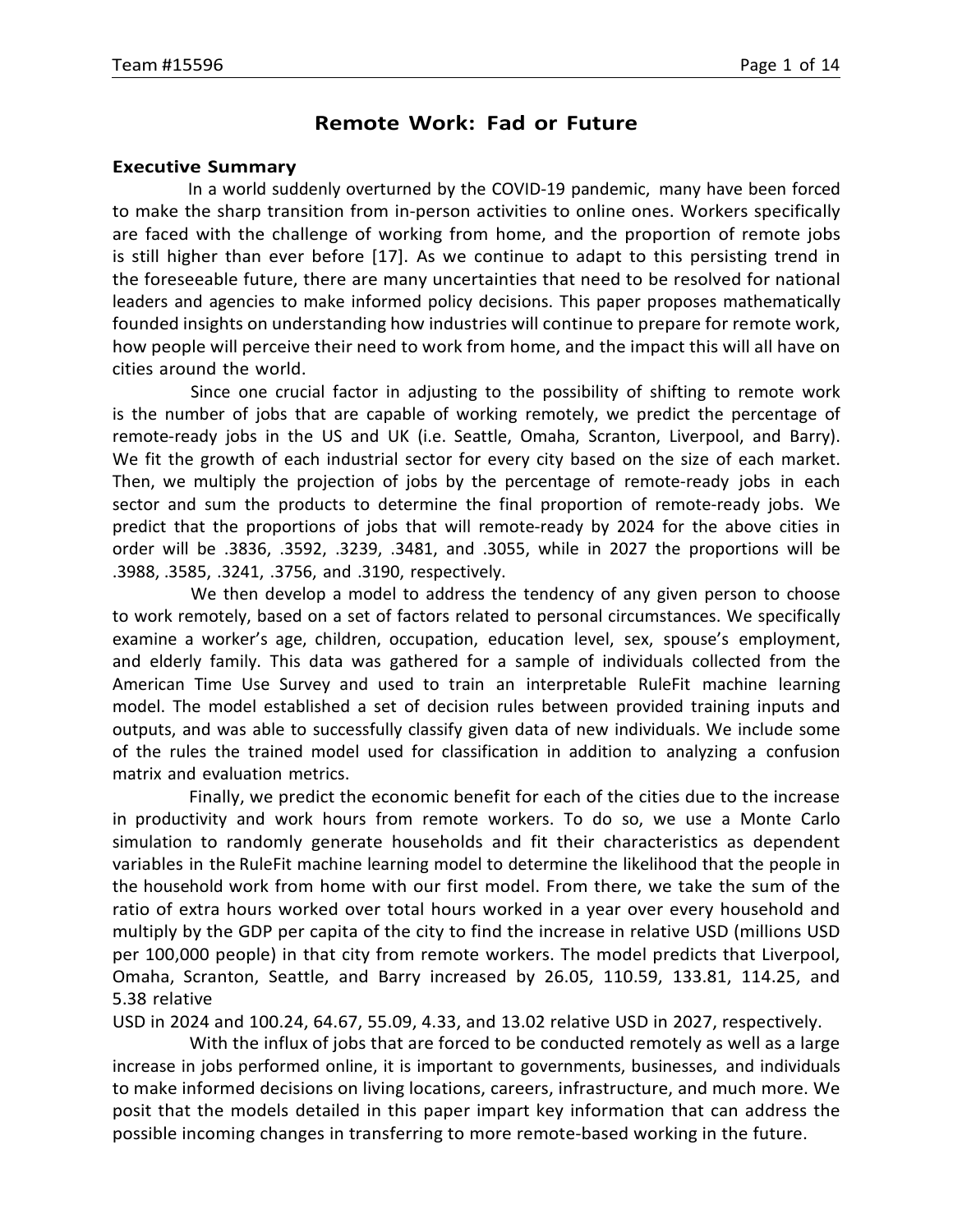# Remote Work: Fad or Future

## Executive Summary

In a world suddenly overturned by the COVID-19 pandemic, many have been forced to make the sharp transition from in-person activities to online ones. Workers specifically are faced with the challenge of working from home, and the proportion of remote jobs is still higher than ever before [17]. As we continue to adapt to this persisting trend in the foreseeable future, there are many uncertainties that need to be resolved for national leaders and agencies to make informed policy decisions. This paper proposes mathematically founded insights on understanding how industries will continue to prepare for remote work, how people will perceive their need to work from home, and the impact this will all have on cities around the world.

Since one crucial factor in adjusting to the possibility of shifting to remote work is the number of jobs that are capable of working remotely, we predict the percentage of remote-ready jobs in the US and UK (i.e. Seattle, Omaha, Scranton, Liverpool, and Barry). We fit the growth of each industrial sector for every city based on the size of each market. Then, we multiply the projection of jobs by the percentage of remote-ready jobs in each sector and sum the products to determine the final proportion of remote-ready jobs. We predict that the proportions of jobs that will remote-ready by 2024 for the above cities in order will be .3836, .3592, .3239, .3481, and .3055, while in 2027 the proportions will be .3988, .3585, .3241, .3756, and .3190, respectively.

We then develop a model to address the tendency of any given person to choose to work remotely, based on a set of factors related to personal circumstances. We specifically examine a worker's age, children, occupation, education level, sex, spouse's employment, and elderly family. This data was gathered for a sample of individuals collected from the American Time Use Survey and used to train an interpretable RuleFit machine learning model. The model established a set of decision rules between provided training inputs and outputs, and was able to successfully classify given data of new individuals. We include some of the rules the trained model used for classification in addition to analyzing a confusion matrix and evaluation metrics.

Finally, we predict the economic benefit for each of the cities due to the increase in productivity and work hours from remote workers. To do so, we use a Monte Carlo simulation to randomly generate households and fit their characteristics as dependent variables in the RuleFit machine learning model to determine the likelihood that the people in the household work from home with our first model. From there, we take the sum of the ratio of extra hours worked over total hours worked in a year over every household and multiply by the GDP per capita of the city to find the increase in relative USD (millions USD per 100,000 people) in that city from remote workers. The model predicts that Liverpool, Omaha, Scranton, Seattle, and Barry increased by 26.05, 110.59, 133.81, 114.25, and 5.38 relative USD in 2024 and 100.24, 64.67, 55.09, 4.33, and 13.02 relative USD in 2027, respectively.

With the influx of jobs that are forced to be conducted remotely as well as a large increase in jobs performed online, it is important to governments, businesses, and individuals to make informed decisions on living locations, careers, infrastructure, and much more. We posit that the models detailed in this paper impart key information that can address the possible incoming changes in transferring to more remote-based working in the future.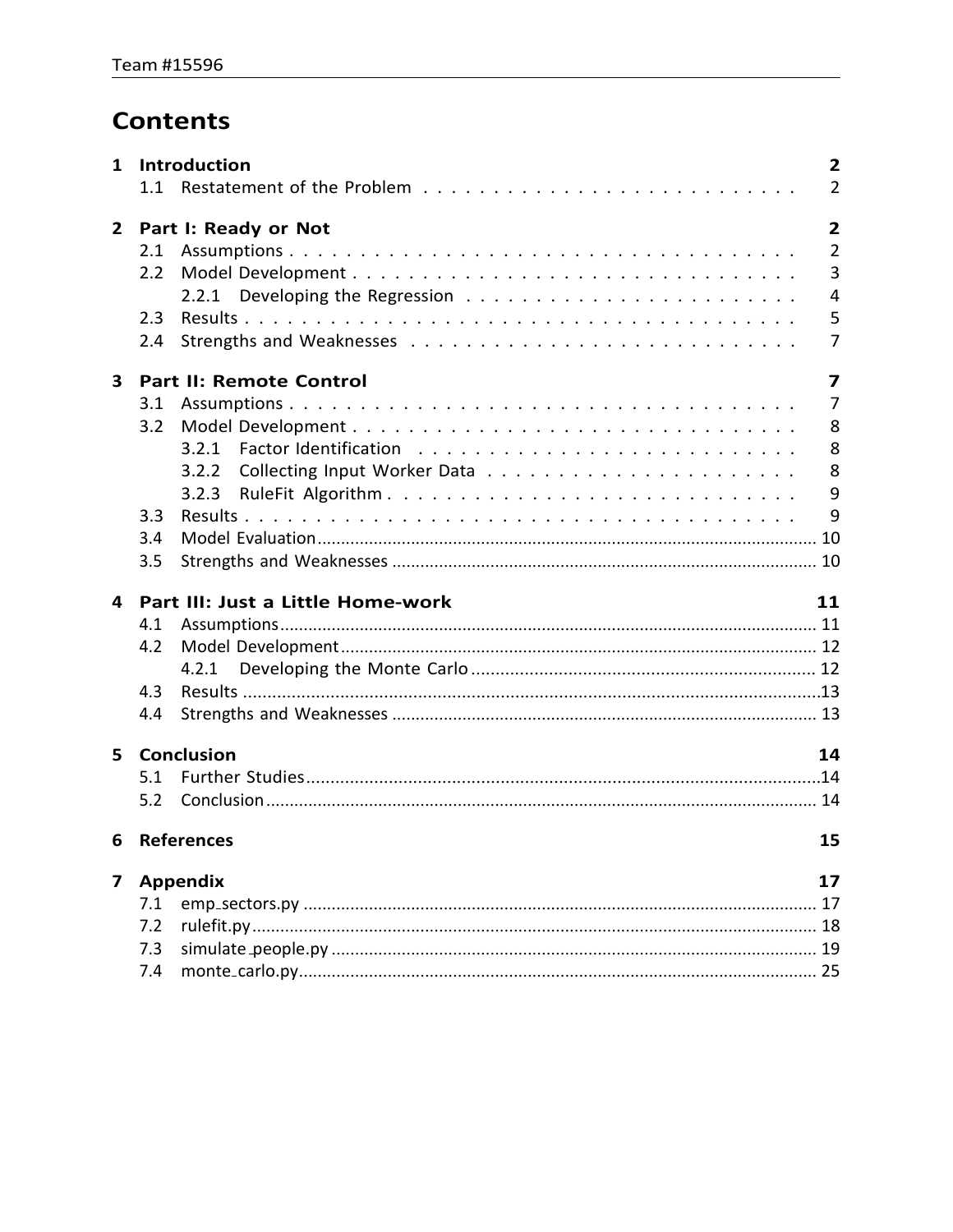# Contents

| | | |
|---|---|---|
| **1** | **Introduction** | **2** |
| | 1.1 Restatement of the Problem | 2 |
| **2** | **Part I: Ready or Not** | **2** |
| | 2.1 Assumptions | 2 |
| | 2.2 Model Development | 3 |
| | 2.2.1 Developing the Regression | 4 |
| | 2.3 Results | 5 |
| | 2.4 Strengths and Weaknesses | 7 |
| **3** | **Part II: Remote Control** | **7** |
| | 3.1 Assumptions | 7 |
| | 3.2 Model Development | 8 |
| | 3.2.1 Factor Identification | 8 |
| | 3.2.2 Collecting Input Worker Data | 8 |
| | 3.2.3 RuleFit Algorithm | 9 |
| | 3.3 Results | 9 |
| | 3.4 Model Evaluation | 10 |
| | 3.5 Strengths and Weaknesses | 10 |
| **4** | **Part III: Just a Little Home-work** | **11** |
| | 4.1 Assumptions | 11 |
| | 4.2 Model Development | 12 |
| | 4.2.1 Developing the Monte Carlo | 12 |
| | 4.3 Results | 13 |
| | 4.4 Strengths and Weaknesses | 13 |
| **5** | **Conclusion** | **14** |
| | 5.1 Further Studies | 14 |
| | 5.2 Conclusion | 14 |
| **6** | **References** | **15** |
| **7** | **Appendix** | **17** |
| | 7.1 emp_sectors.py | 17 |
| | 7.2 rulefit.py | 18 |
| | 7.3 simulate_people.py | 19 |
| | 7.4 monte_carlo.py | 25 |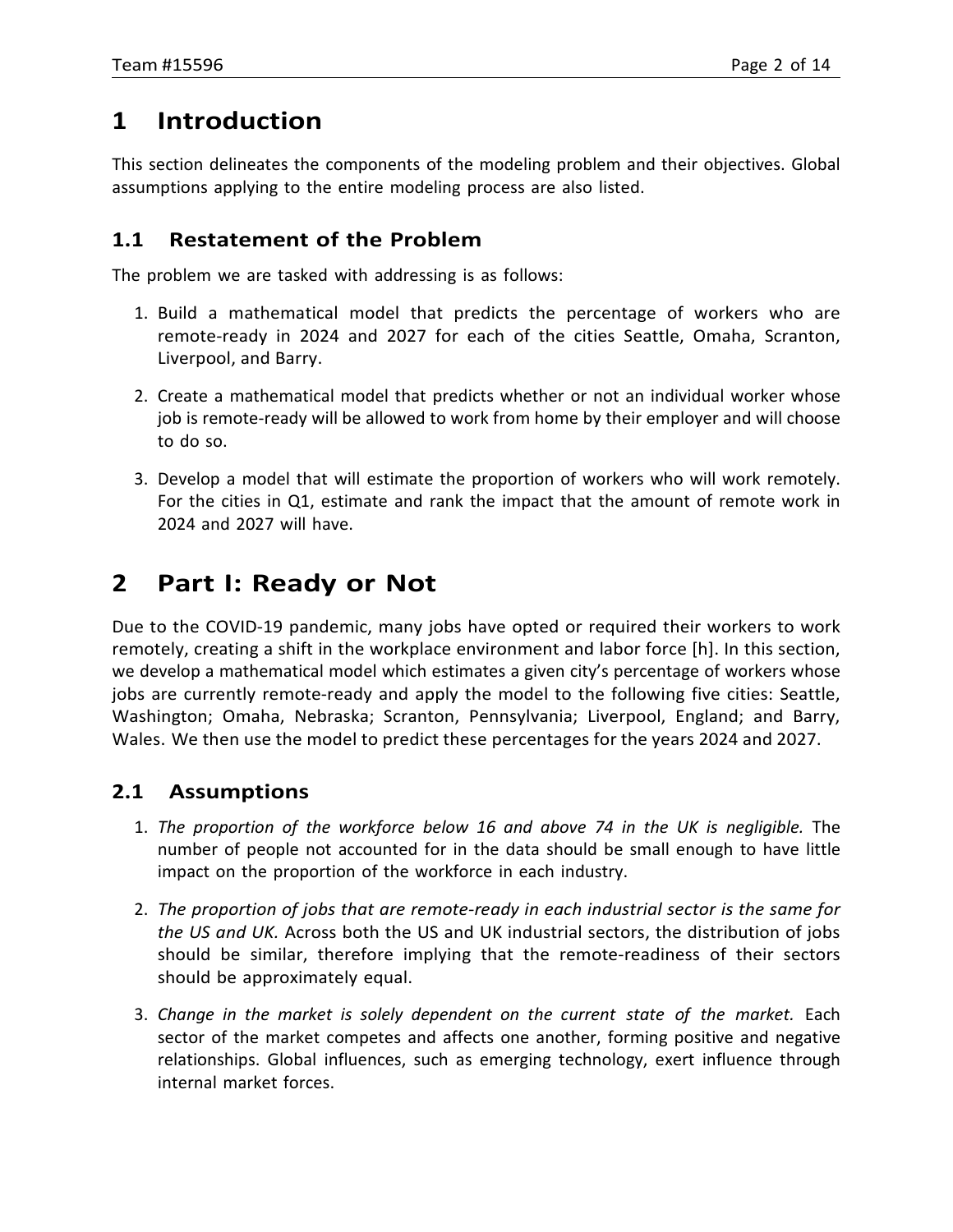# 1 Introduction

This section delineates the components of the modeling problem and their objectives. Global assumptions applying to the entire modeling process are also listed.

## 1.1 Restatement of the Problem

The problem we are tasked with addressing is as follows:

1. Build a mathematical model that predicts the percentage of workers who are remote-ready in 2024 and 2027 for each of the cities Seattle, Omaha, Scranton, Liverpool, and Barry.

2. Create a mathematical model that predicts whether or not an individual worker whose job is remote-ready will be allowed to work from home by their employer and will choose to do so.

3. Develop a model that will estimate the proportion of workers who will work remotely. For the cities in Q1, estimate and rank the impact that the amount of remote work in 2024 and 2027 will have.

# 2 Part I: Ready or Not

Due to the COVID-19 pandemic, many jobs have opted or required their workers to work remotely, creating a shift in the workplace environment and labor force [h]. In this section, we develop a mathematical model which estimates a given city's percentage of workers whose jobs are currently remote-ready and apply the model to the following five cities: Seattle, Washington; Omaha, Nebraska; Scranton, Pennsylvania; Liverpool, England; and Barry, Wales. We then use the model to predict these percentages for the years 2024 and 2027.

## 2.1 Assumptions

1. *The proportion of the workforce below 16 and above 74 in the UK is negligible.* The number of people not accounted for in the data should be small enough to have little impact on the proportion of the workforce in each industry.

2. *The proportion of jobs that are remote-ready in each industrial sector is the same for the US and UK.* Across both the US and UK industrial sectors, the distribution of jobs should be similar, therefore implying that the remote-readiness of their sectors should be approximately equal.

3. *Change in the market is solely dependent on the current state of the market.* Each sector of the market competes and affects one another, forming positive and negative relationships. Global influences, such as emerging technology, exert influence through internal market forces.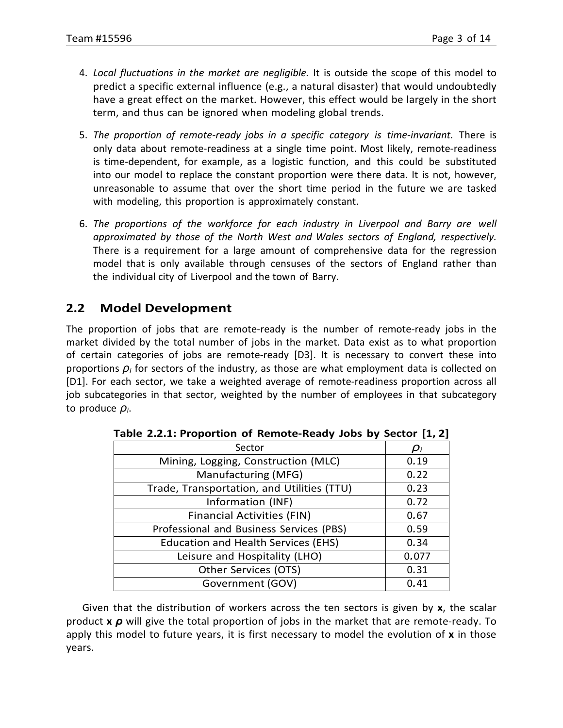4. *Local fluctuations in the market are negligible.* It is outside the scope of this model to predict a specific external influence (e.g., a natural disaster) that would undoubtedly have a great effect on the market. However, this effect would be largely in the short term, and thus can be ignored when modeling global trends.

5. *The proportion of remote-ready jobs in a specific category is time-invariant.* There is only data about remote-readiness at a single time point. Most likely, remote-readiness is time-dependent, for example, as a logistic function, and this could be substituted into our model to replace the constant proportion were there data. It is not, however, unreasonable to assume that over the short time period in the future we are tasked with modeling, this proportion is approximately constant.

6. *The proportions of the workforce for each industry in Liverpool and Barry are well approximated by those of the North West and Wales sectors of England, respectively.* There is a requirement for a large amount of comprehensive data for the regression model that is only available through censuses of the sectors of England rather than the individual city of Liverpool and the town of Barry.

## 2.2 Model Development

The proportion of jobs that are remote-ready is the number of remote-ready jobs in the market divided by the total number of jobs in the market. Data exist as to what proportion of certain categories of jobs are remote-ready [D3]. It is necessary to convert these into proportions $\rho_i$ for sectors of the industry, as those are what employment data is collected on [D1]. For each sector, we take a weighted average of remote-readiness proportion across all job subcategories in that sector, weighted by the number of employees in that subcategory to produce $\rho_i$.

**Table 2.2.1: Proportion of Remote-Ready Jobs by Sector [1, 2]**

| Sector | $\rho_i$ |
|---|---|
| Mining, Logging, Construction (MLC) | 0.19 |
| Manufacturing (MFG) | 0.22 |
| Trade, Transportation, and Utilities (TTU) | 0.23 |
| Information (INF) | 0.72 |
| Financial Activities (FIN) | 0.67 |
| Professional and Business Services (PBS) | 0.59 |
| Education and Health Services (EHS) | 0.34 |
| Leisure and Hospitality (LHO) | 0.077 |
| Other Services (OTS) | 0.31 |
| Government (GOV) | 0.41 |

Given that the distribution of workers across the ten sectors is given by $\mathbf{x}$, the scalar product $\mathbf{x}\,\boldsymbol{\rho}$ will give the total proportion of jobs in the market that are remote-ready. To apply this model to future years, it is first necessary to model the evolution of $\mathbf{x}$ in those years.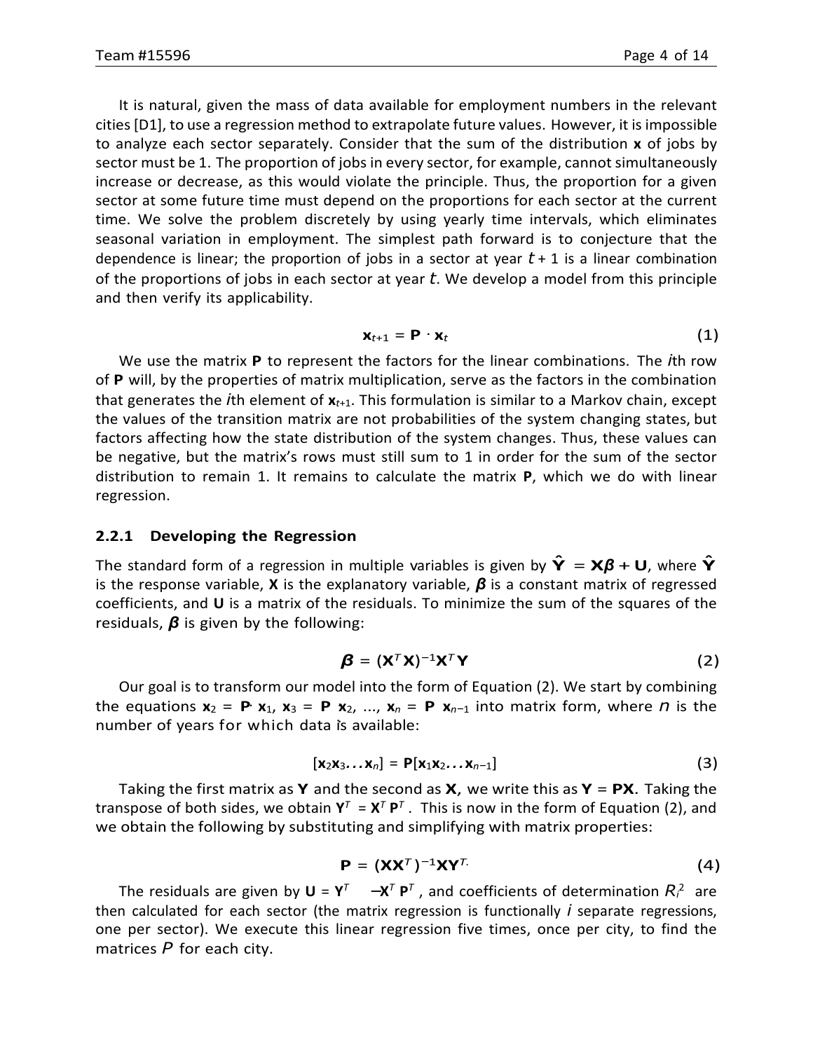It is natural, given the mass of data available for employment numbers in the relevant cities [D1], to use a regression method to extrapolate future values. However, it is impossible to analyze each sector separately. Consider that the sum of the distribution **x** of jobs by sector must be 1. The proportion of jobs in every sector, for example, cannot simultaneously increase or decrease, as this would violate the principle. Thus, the proportion for a given sector at some future time must depend on the proportions for each sector at the current time. We solve the problem discretely by using yearly time intervals, which eliminates seasonal variation in employment. The simplest path forward is to conjecture that the dependence is linear; the proportion of jobs in a sector at year $t + 1$ is a linear combination of the proportions of jobs in each sector at year $t$. We develop a model from this principle and then verify its applicability.

$$\mathbf{x}_{t+1} = \mathbf{P} \cdot \mathbf{x}_t \tag{1}$$

We use the matrix **P** to represent the factors for the linear combinations. The $i$th row of **P** will, by the properties of matrix multiplication, serve as the factors in the combination that generates the $i$th element of $\mathbf{x}_{t+1}$. This formulation is similar to a Markov chain, except the values of the transition matrix are not probabilities of the system changing states, but factors affecting how the state distribution of the system changes. Thus, these values can be negative, but the matrix's rows must still sum to 1 in order for the sum of the sector distribution to remain 1. It remains to calculate the matrix **P**, which we do with linear regression.

### 2.2.1 Developing the Regression

The standard form of a regression in multiple variables is given by $\hat{\mathbf{Y}} = \mathbf{X}\boldsymbol{\beta} + \mathbf{U}$, where $\hat{\mathbf{Y}}$ is the response variable, **X** is the explanatory variable, $\boldsymbol{\beta}$ is a constant matrix of regressed coefficients, and **U** is a matrix of the residuals. To minimize the sum of the squares of the residuals, $\boldsymbol{\beta}$ is given by the following:

$$\boldsymbol{\beta} = (\mathbf{X}^T\mathbf{X})^{-1}\mathbf{X}^T\mathbf{Y} \tag{2}$$

Our goal is to transform our model into the form of Equation (2). We start by combining the equations $\mathbf{x}_2 = \mathbf{P} \cdot \mathbf{x}_1$, $\mathbf{x}_3 = \mathbf{P}\ \mathbf{x}_2$, ..., $\mathbf{x}_n = \mathbf{P}\ \mathbf{x}_{n-1}$ into matrix form, where $n$ is the number of years for which data is available:

$$[\mathbf{x}_2\mathbf{x}_3 \ldots \mathbf{x}_n] = \mathbf{P}[\mathbf{x}_1\mathbf{x}_2 \ldots \mathbf{x}_{n-1}] \tag{3}$$

Taking the first matrix as **Y** and the second as **X**, we write this as $\mathbf{Y} = \mathbf{P}\mathbf{X}$. Taking the transpose of both sides, we obtain $\mathbf{Y}^T = \mathbf{X}^T\mathbf{P}^T$. This is now in the form of Equation (2), and we obtain the following by substituting and simplifying with matrix properties:

$$\mathbf{P} = (\mathbf{X}\mathbf{X}^T)^{-1}\mathbf{X}\mathbf{Y}^T. \tag{4}$$

The residuals are given by $\mathbf{U} = \mathbf{Y}^T - \mathbf{X}^T\mathbf{P}^T$, and coefficients of determination $R_i^2$ are then calculated for each sector (the matrix regression is functionally $i$ separate regressions, one per sector). We execute this linear regression five times, once per city, to find the matrices $P$ for each city.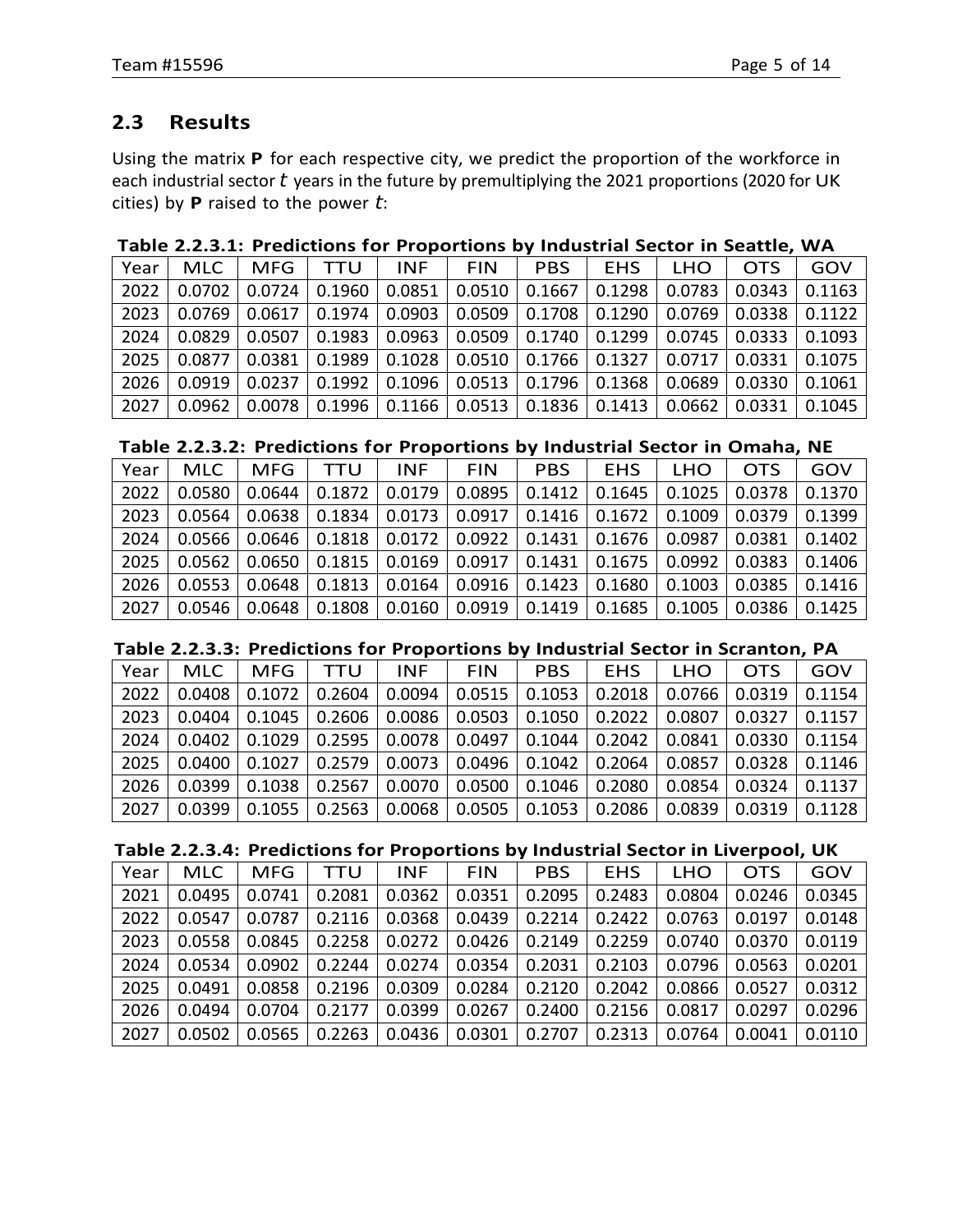## 2.3 Results

Using the matrix **P** for each respective city, we predict the proportion of the workforce in each industrial sector $t$ years in the future by premultiplying the 2021 proportions (2020 for UK cities) by **P** raised to the power $t$:

**Table 2.2.3.1: Predictions for Proportions by Industrial Sector in Seattle, WA**

| Year | MLC | MFG | TTU | INF | FIN | PBS | EHS | LHO | OTS | GOV |
|---|---|---|---|---|---|---|---|---|---|---|
| 2022 | 0.0702 | 0.0724 | 0.1960 | 0.0851 | 0.0510 | 0.1667 | 0.1298 | 0.0783 | 0.0343 | 0.1163 |
| 2023 | 0.0769 | 0.0617 | 0.1974 | 0.0903 | 0.0509 | 0.1708 | 0.1290 | 0.0769 | 0.0338 | 0.1122 |
| 2024 | 0.0829 | 0.0507 | 0.1983 | 0.0963 | 0.0509 | 0.1740 | 0.1299 | 0.0745 | 0.0333 | 0.1093 |
| 2025 | 0.0877 | 0.0381 | 0.1989 | 0.1028 | 0.0510 | 0.1766 | 0.1327 | 0.0717 | 0.0331 | 0.1075 |
| 2026 | 0.0919 | 0.0237 | 0.1992 | 0.1096 | 0.0513 | 0.1796 | 0.1368 | 0.0689 | 0.0330 | 0.1061 |
| 2027 | 0.0962 | 0.0078 | 0.1996 | 0.1166 | 0.0513 | 0.1836 | 0.1413 | 0.0662 | 0.0331 | 0.1045 |

**Table 2.2.3.2: Predictions for Proportions by Industrial Sector in Omaha, NE**

| Year | MLC | MFG | TTU | INF | FIN | PBS | EHS | LHO | OTS | GOV |
|---|---|---|---|---|---|---|---|---|---|---|
| 2022 | 0.0580 | 0.0644 | 0.1872 | 0.0179 | 0.0895 | 0.1412 | 0.1645 | 0.1025 | 0.0378 | 0.1370 |
| 2023 | 0.0564 | 0.0638 | 0.1834 | 0.0173 | 0.0917 | 0.1416 | 0.1672 | 0.1009 | 0.0379 | 0.1399 |
| 2024 | 0.0566 | 0.0646 | 0.1818 | 0.0172 | 0.0922 | 0.1431 | 0.1676 | 0.0987 | 0.0381 | 0.1402 |
| 2025 | 0.0562 | 0.0650 | 0.1815 | 0.0169 | 0.0917 | 0.1431 | 0.1675 | 0.0992 | 0.0383 | 0.1406 |
| 2026 | 0.0553 | 0.0648 | 0.1813 | 0.0164 | 0.0916 | 0.1423 | 0.1680 | 0.1003 | 0.0385 | 0.1416 |
| 2027 | 0.0546 | 0.0648 | 0.1808 | 0.0160 | 0.0919 | 0.1419 | 0.1685 | 0.1005 | 0.0386 | 0.1425 |

**Table 2.2.3.3: Predictions for Proportions by Industrial Sector in Scranton, PA**

| Year | MLC | MFG | TTU | INF | FIN | PBS | EHS | LHO | OTS | GOV |
|---|---|---|---|---|---|---|---|---|---|---|
| 2022 | 0.0408 | 0.1072 | 0.2604 | 0.0094 | 0.0515 | 0.1053 | 0.2018 | 0.0766 | 0.0319 | 0.1154 |
| 2023 | 0.0404 | 0.1045 | 0.2606 | 0.0086 | 0.0503 | 0.1050 | 0.2022 | 0.0807 | 0.0327 | 0.1157 |
| 2024 | 0.0402 | 0.1029 | 0.2595 | 0.0078 | 0.0497 | 0.1044 | 0.2042 | 0.0841 | 0.0330 | 0.1154 |
| 2025 | 0.0400 | 0.1027 | 0.2579 | 0.0073 | 0.0496 | 0.1042 | 0.2064 | 0.0857 | 0.0328 | 0.1146 |
| 2026 | 0.0399 | 0.1038 | 0.2567 | 0.0070 | 0.0500 | 0.1046 | 0.2080 | 0.0854 | 0.0324 | 0.1137 |
| 2027 | 0.0399 | 0.1055 | 0.2563 | 0.0068 | 0.0505 | 0.1053 | 0.2086 | 0.0839 | 0.0319 | 0.1128 |

**Table 2.2.3.4: Predictions for Proportions by Industrial Sector in Liverpool, UK**

| Year | MLC | MFG | TTU | INF | FIN | PBS | EHS | LHO | OTS | GOV |
|---|---|---|---|---|---|---|---|---|---|---|
| 2021 | 0.0495 | 0.0741 | 0.2081 | 0.0362 | 0.0351 | 0.2095 | 0.2483 | 0.0804 | 0.0246 | 0.0345 |
| 2022 | 0.0547 | 0.0787 | 0.2116 | 0.0368 | 0.0439 | 0.2214 | 0.2422 | 0.0763 | 0.0197 | 0.0148 |
| 2023 | 0.0558 | 0.0845 | 0.2258 | 0.0272 | 0.0426 | 0.2149 | 0.2259 | 0.0740 | 0.0370 | 0.0119 |
| 2024 | 0.0534 | 0.0902 | 0.2244 | 0.0274 | 0.0354 | 0.2031 | 0.2103 | 0.0796 | 0.0563 | 0.0201 |
| 2025 | 0.0491 | 0.0858 | 0.2196 | 0.0309 | 0.0284 | 0.2120 | 0.2042 | 0.0866 | 0.0527 | 0.0312 |
| 2026 | 0.0494 | 0.0704 | 0.2177 | 0.0399 | 0.0267 | 0.2400 | 0.2156 | 0.0817 | 0.0297 | 0.0296 |
| 2027 | 0.0502 | 0.0565 | 0.2263 | 0.0436 | 0.0301 | 0.2707 | 0.2313 | 0.0764 | 0.0041 | 0.0110 |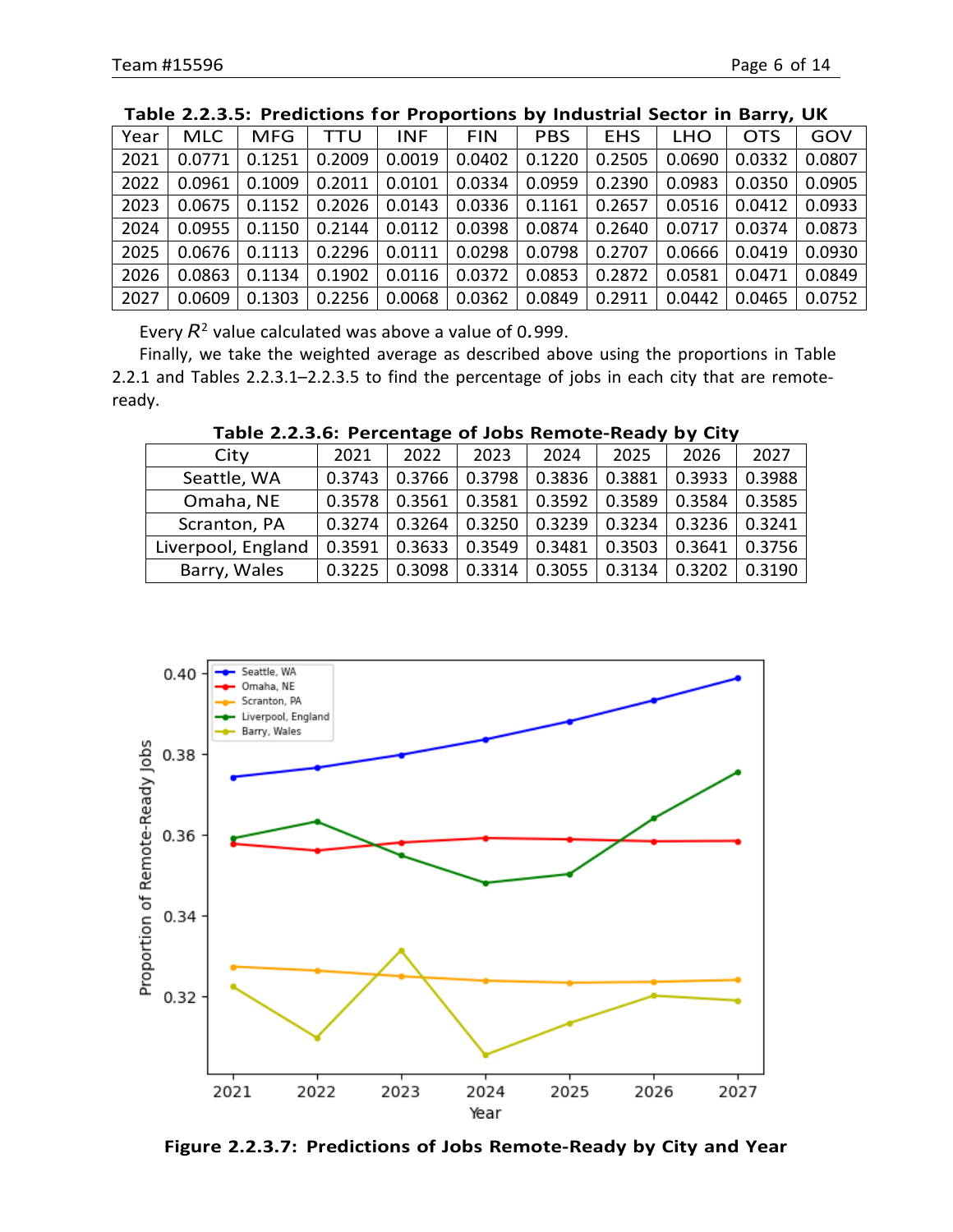**Table 2.2.3.5: Predictions for Proportions by Industrial Sector in Barry, UK**

| Year | MLC | MFG | TTU | INF | FIN | PBS | EHS | LHO | OTS | GOV |
|---|---|---|---|---|---|---|---|---|---|---|
| 2021 | 0.0771 | 0.1251 | 0.2009 | 0.0019 | 0.0402 | 0.1220 | 0.2505 | 0.0690 | 0.0332 | 0.0807 |
| 2022 | 0.0961 | 0.1009 | 0.2011 | 0.0101 | 0.0334 | 0.0959 | 0.2390 | 0.0983 | 0.0350 | 0.0905 |
| 2023 | 0.0675 | 0.1152 | 0.2026 | 0.0143 | 0.0336 | 0.1161 | 0.2657 | 0.0516 | 0.0412 | 0.0933 |
| 2024 | 0.0955 | 0.1150 | 0.2144 | 0.0112 | 0.0398 | 0.0874 | 0.2640 | 0.0717 | 0.0374 | 0.0873 |
| 2025 | 0.0676 | 0.1113 | 0.2296 | 0.0111 | 0.0298 | 0.0798 | 0.2707 | 0.0666 | 0.0419 | 0.0930 |
| 2026 | 0.0863 | 0.1134 | 0.1902 | 0.0116 | 0.0372 | 0.0853 | 0.2872 | 0.0581 | 0.0471 | 0.0849 |
| 2027 | 0.0609 | 0.1303 | 0.2256 | 0.0068 | 0.0362 | 0.0849 | 0.2911 | 0.0442 | 0.0465 | 0.0752 |

Every $R^2$ value calculated was above a value of 0.999.

Finally, we take the weighted average as described above using the proportions in Table 2.2.1 and Tables 2.2.3.1–2.2.3.5 to find the percentage of jobs in each city that are remote-ready.

**Table 2.2.3.6: Percentage of Jobs Remote-Ready by City**

| City | 2021 | 2022 | 2023 | 2024 | 2025 | 2026 | 2027 |
|---|---|---|---|---|---|---|---|
| Seattle, WA | 0.3743 | 0.3766 | 0.3798 | 0.3836 | 0.3881 | 0.3933 | 0.3988 |
| Omaha, NE | 0.3578 | 0.3561 | 0.3581 | 0.3592 | 0.3589 | 0.3584 | 0.3585 |
| Scranton, PA | 0.3274 | 0.3264 | 0.3250 | 0.3239 | 0.3234 | 0.3236 | 0.3241 |
| Liverpool, England | 0.3591 | 0.3633 | 0.3549 | 0.3481 | 0.3503 | 0.3641 | 0.3756 |
| Barry, Wales | 0.3225 | 0.3098 | 0.3314 | 0.3055 | 0.3134 | 0.3202 | 0.3190 |

**Figure 2.2.3.7: Predictions of Jobs Remote-Ready by City and Year**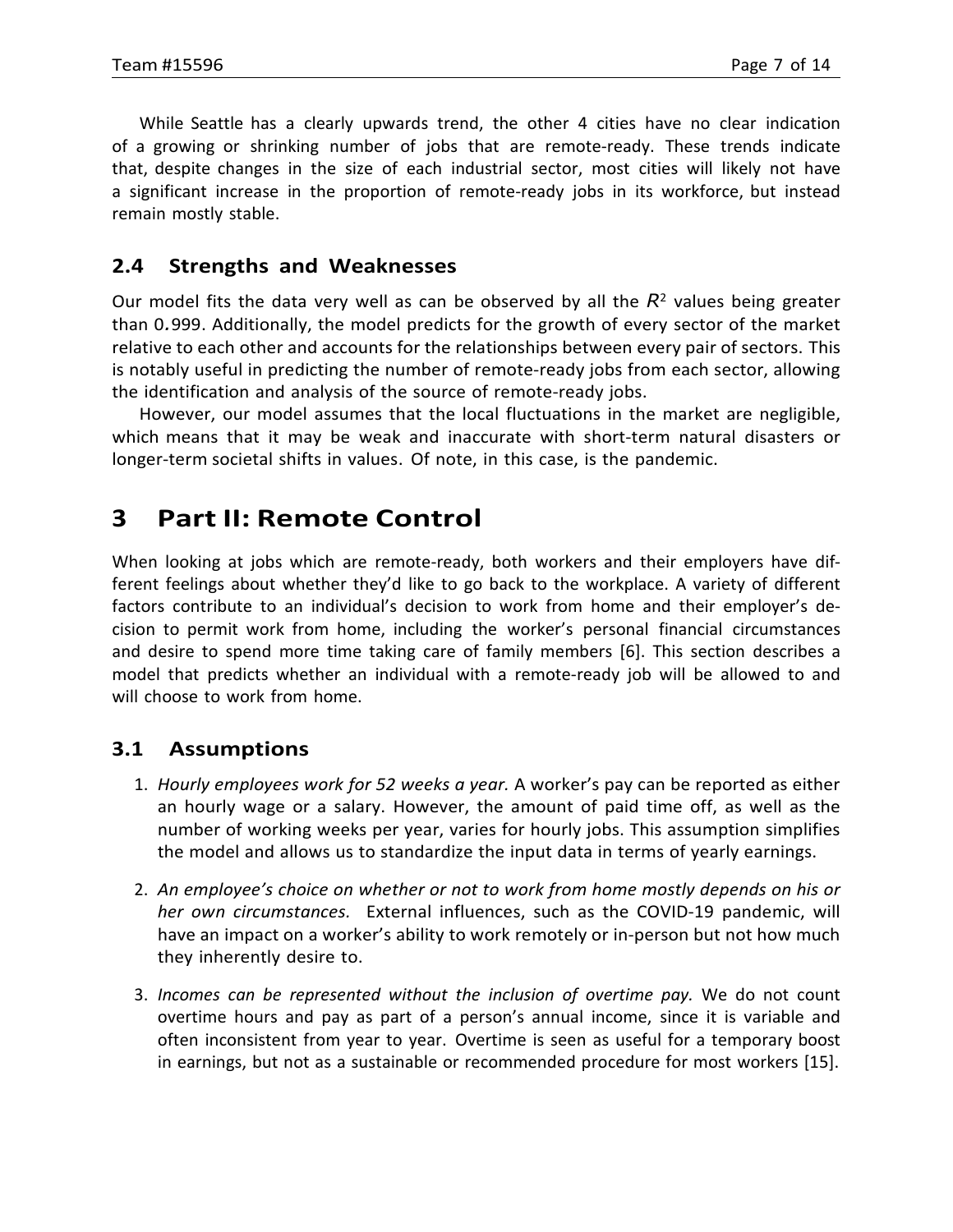While Seattle has a clearly upwards trend, the other 4 cities have no clear indication of a growing or shrinking number of jobs that are remote-ready. These trends indicate that, despite changes in the size of each industrial sector, most cities will likely not have a significant increase in the proportion of remote-ready jobs in its workforce, but instead remain mostly stable.

## 2.4 Strengths and Weaknesses

Our model fits the data very well as can be observed by all the $R^2$ values being greater than $0.999$. Additionally, the model predicts for the growth of every sector of the market relative to each other and accounts for the relationships between every pair of sectors. This is notably useful in predicting the number of remote-ready jobs from each sector, allowing the identification and analysis of the source of remote-ready jobs.

However, our model assumes that the local fluctuations in the market are negligible, which means that it may be weak and inaccurate with short-term natural disasters or longer-term societal shifts in values. Of note, in this case, is the pandemic.

# 3 Part II: Remote Control

When looking at jobs which are remote-ready, both workers and their employers have different feelings about whether they'd like to go back to the workplace. A variety of different factors contribute to an individual's decision to work from home and their employer's decision to permit work from home, including the worker's personal financial circumstances and desire to spend more time taking care of family members [6]. This section describes a model that predicts whether an individual with a remote-ready job will be allowed to and will choose to work from home.

## 3.1 Assumptions

1. *Hourly employees work for 52 weeks a year.* A worker's pay can be reported as either an hourly wage or a salary. However, the amount of paid time off, as well as the number of working weeks per year, varies for hourly jobs. This assumption simplifies the model and allows us to standardize the input data in terms of yearly earnings.
2. *An employee's choice on whether or not to work from home mostly depends on his or her own circumstances.* External influences, such as the COVID-19 pandemic, will have an impact on a worker's ability to work remotely or in-person but not how much they inherently desire to.
3. *Incomes can be represented without the inclusion of overtime pay.* We do not count overtime hours and pay as part of a person's annual income, since it is variable and often inconsistent from year to year. Overtime is seen as useful for a temporary boost in earnings, but not as a sustainable or recommended procedure for most workers [15].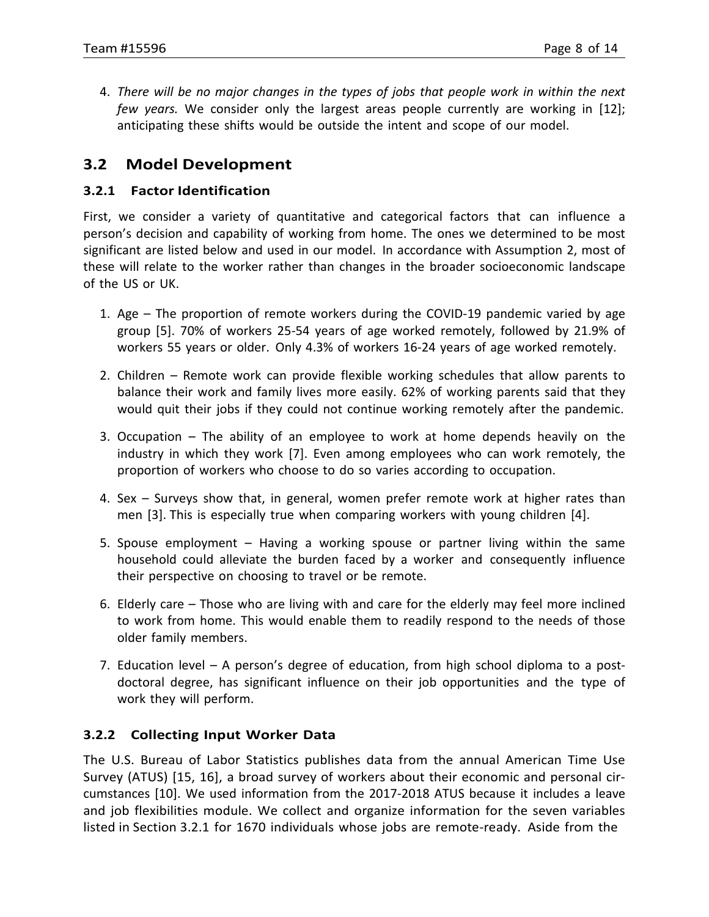4. *There will be no major changes in the types of jobs that people work in within the next few years.* We consider only the largest areas people currently are working in [12]; anticipating these shifts would be outside the intent and scope of our model.

## 3.2 Model Development

### 3.2.1 Factor Identification

First, we consider a variety of quantitative and categorical factors that can influence a person's decision and capability of working from home. The ones we determined to be most significant are listed below and used in our model. In accordance with Assumption 2, most of these will relate to the worker rather than changes in the broader socioeconomic landscape of the US or UK.

1. Age – The proportion of remote workers during the COVID-19 pandemic varied by age group [5]. 70% of workers 25-54 years of age worked remotely, followed by 21.9% of workers 55 years or older. Only 4.3% of workers 16-24 years of age worked remotely.
2. Children – Remote work can provide flexible working schedules that allow parents to balance their work and family lives more easily. 62% of working parents said that they would quit their jobs if they could not continue working remotely after the pandemic.
3. Occupation – The ability of an employee to work at home depends heavily on the industry in which they work [7]. Even among employees who can work remotely, the proportion of workers who choose to do so varies according to occupation.
4. Sex – Surveys show that, in general, women prefer remote work at higher rates than men [3]. This is especially true when comparing workers with young children [4].
5. Spouse employment – Having a working spouse or partner living within the same household could alleviate the burden faced by a worker and consequently influence their perspective on choosing to travel or be remote.
6. Elderly care – Those who are living with and care for the elderly may feel more inclined to work from home. This would enable them to readily respond to the needs of those older family members.
7. Education level – A person's degree of education, from high school diploma to a post-doctoral degree, has significant influence on their job opportunities and the type of work they will perform.

### 3.2.2 Collecting Input Worker Data

The U.S. Bureau of Labor Statistics publishes data from the annual American Time Use Survey (ATUS) [15, 16], a broad survey of workers about their economic and personal circumstances [10]. We used information from the 2017-2018 ATUS because it includes a leave and job flexibilities module. We collect and organize information for the seven variables listed in Section 3.2.1 for 1670 individuals whose jobs are remote-ready. Aside from the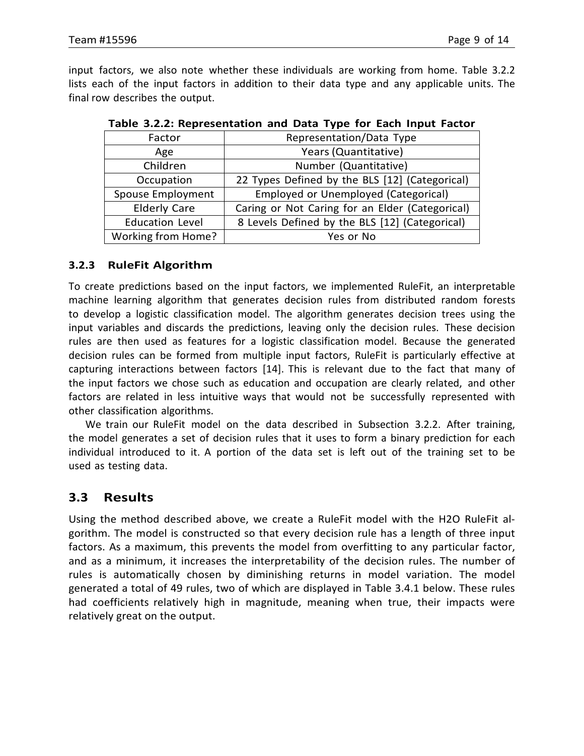input factors, we also note whether these individuals are working from home. Table 3.2.2 lists each of the input factors in addition to their data type and any applicable units. The final row describes the output.

**Table 3.2.2: Representation and Data Type for Each Input Factor**

| Factor | Representation/Data Type |
|---|---|
| Age | Years (Quantitative) |
| Children | Number (Quantitative) |
| Occupation | 22 Types Defined by the BLS [12] (Categorical) |
| Spouse Employment | Employed or Unemployed (Categorical) |
| Elderly Care | Caring or Not Caring for an Elder (Categorical) |
| Education Level | 8 Levels Defined by the BLS [12] (Categorical) |
| Working from Home? | Yes or No |

### 3.2.3 RuleFit Algorithm

To create predictions based on the input factors, we implemented RuleFit, an interpretable machine learning algorithm that generates decision rules from distributed random forests to develop a logistic classification model. The algorithm generates decision trees using the input variables and discards the predictions, leaving only the decision rules. These decision rules are then used as features for a logistic classification model. Because the generated decision rules can be formed from multiple input factors, RuleFit is particularly effective at capturing interactions between factors [14]. This is relevant due to the fact that many of the input factors we chose such as education and occupation are clearly related, and other factors are related in less intuitive ways that would not be successfully represented with other classification algorithms.

We train our RuleFit model on the data described in Subsection 3.2.2. After training, the model generates a set of decision rules that it uses to form a binary prediction for each individual introduced to it. A portion of the data set is left out of the training set to be used as testing data.

## 3.3 Results

Using the method described above, we create a RuleFit model with the H2O RuleFit algorithm. The model is constructed so that every decision rule has a length of three input factors. As a maximum, this prevents the model from overfitting to any particular factor, and as a minimum, it increases the interpretability of the decision rules. The number of rules is automatically chosen by diminishing returns in model variation. The model generated a total of 49 rules, two of which are displayed in Table 3.4.1 below. These rules had coefficients relatively high in magnitude, meaning when true, their impacts were relatively great on the output.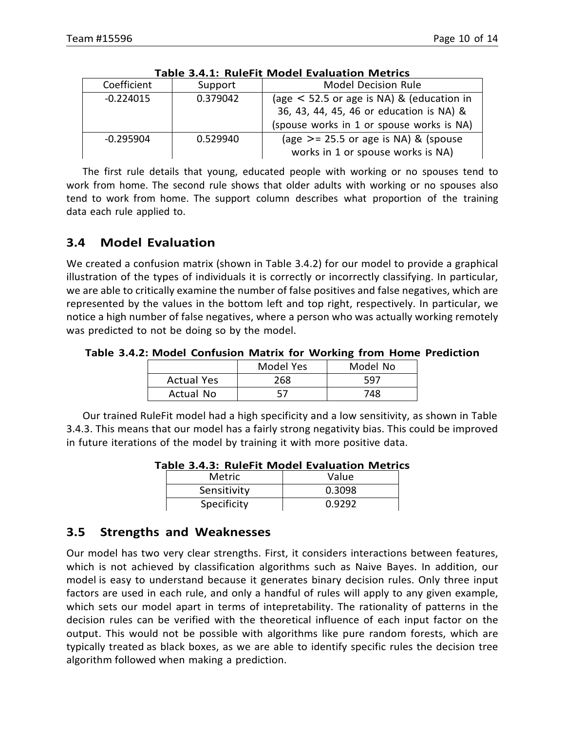**Table 3.4.1: RuleFit Model Evaluation Metrics**

| Coefficient | Support | Model Decision Rule |
|---|---|---|
| -0.224015 | 0.379042 | (age < 52.5 or age is NA) & (education in 36, 43, 44, 45, 46 or education is NA) & (spouse works in 1 or spouse works is NA) |
| -0.295904 | 0.529940 | (age >= 25.5 or age is NA) & (spouse works in 1 or spouse works is NA) |

The first rule details that young, educated people with working or no spouses tend to work from home. The second rule shows that older adults with working or no spouses also tend to work from home. The support column describes what proportion of the training data each rule applied to.

## 3.4 Model Evaluation

We created a confusion matrix (shown in Table 3.4.2) for our model to provide a graphical illustration of the types of individuals it is correctly or incorrectly classifying. In particular, we are able to critically examine the number of false positives and false negatives, which are represented by the values in the bottom left and top right, respectively. In particular, we notice a high number of false negatives, where a person who was actually working remotely was predicted to not be doing so by the model.

**Table 3.4.2: Model Confusion Matrix for Working from Home Prediction**

| | Model Yes | Model No |
|---|---|---|
| Actual Yes | 268 | 597 |
| Actual No | 57 | 748 |

Our trained RuleFit model had a high specificity and a low sensitivity, as shown in Table 3.4.3. This means that our model has a fairly strong negativity bias. This could be improved in future iterations of the model by training it with more positive data.

**Table 3.4.3: RuleFit Model Evaluation Metrics**

| Metric | Value |
|---|---|
| Sensitivity | 0.3098 |
| Specificity | 0.9292 |

## 3.5 Strengths and Weaknesses

Our model has two very clear strengths. First, it considers interactions between features, which is not achieved by classification algorithms such as Naive Bayes. In addition, our model is easy to understand because it generates binary decision rules. Only three input factors are used in each rule, and only a handful of rules will apply to any given example, which sets our model apart in terms of intepretability. The rationality of patterns in the decision rules can be verified with the theoretical influence of each input factor on the output. This would not be possible with algorithms like pure random forests, which are typically treated as black boxes, as we are able to identify specific rules the decision tree algorithm followed when making a prediction.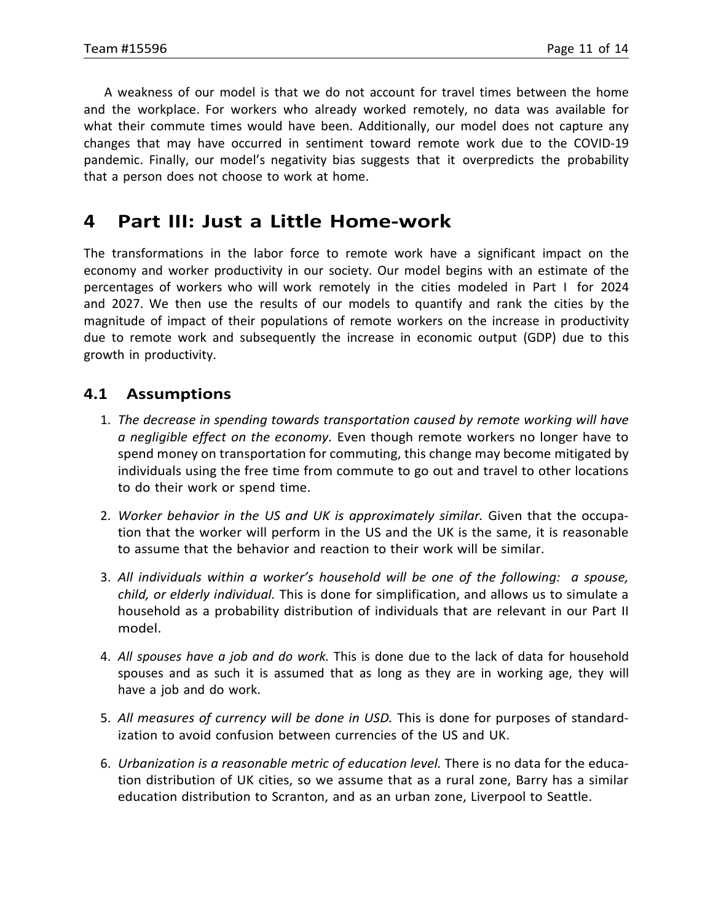A weakness of our model is that we do not account for travel times between the home and the workplace. For workers who already worked remotely, no data was available for what their commute times would have been. Additionally, our model does not capture any changes that may have occurred in sentiment toward remote work due to the COVID-19 pandemic. Finally, our model's negativity bias suggests that it overpredicts the probability that a person does not choose to work at home.

# 4 Part III: Just a Little Home-work

The transformations in the labor force to remote work have a significant impact on the economy and worker productivity in our society. Our model begins with an estimate of the percentages of workers who will work remotely in the cities modeled in Part I for 2024 and 2027. We then use the results of our models to quantify and rank the cities by the magnitude of impact of their populations of remote workers on the increase in productivity due to remote work and subsequently the increase in economic output (GDP) due to this growth in productivity.

## 4.1 Assumptions

1. *The decrease in spending towards transportation caused by remote working will have a negligible effect on the economy.* Even though remote workers no longer have to spend money on transportation for commuting, this change may become mitigated by individuals using the free time from commute to go out and travel to other locations to do their work or spend time.
2. *Worker behavior in the US and UK is approximately similar.* Given that the occupation that the worker will perform in the US and the UK is the same, it is reasonable to assume that the behavior and reaction to their work will be similar.
3. *All individuals within a worker's household will be one of the following: a spouse, child, or elderly individual.* This is done for simplification, and allows us to simulate a household as a probability distribution of individuals that are relevant in our Part II model.
4. *All spouses have a job and do work.* This is done due to the lack of data for household spouses and as such it is assumed that as long as they are in working age, they will have a job and do work.
5. *All measures of currency will be done in USD.* This is done for purposes of standardization to avoid confusion between currencies of the US and UK.
6. *Urbanization is a reasonable metric of education level.* There is no data for the education distribution of UK cities, so we assume that as a rural zone, Barry has a similar education distribution to Scranton, and as an urban zone, Liverpool to Seattle.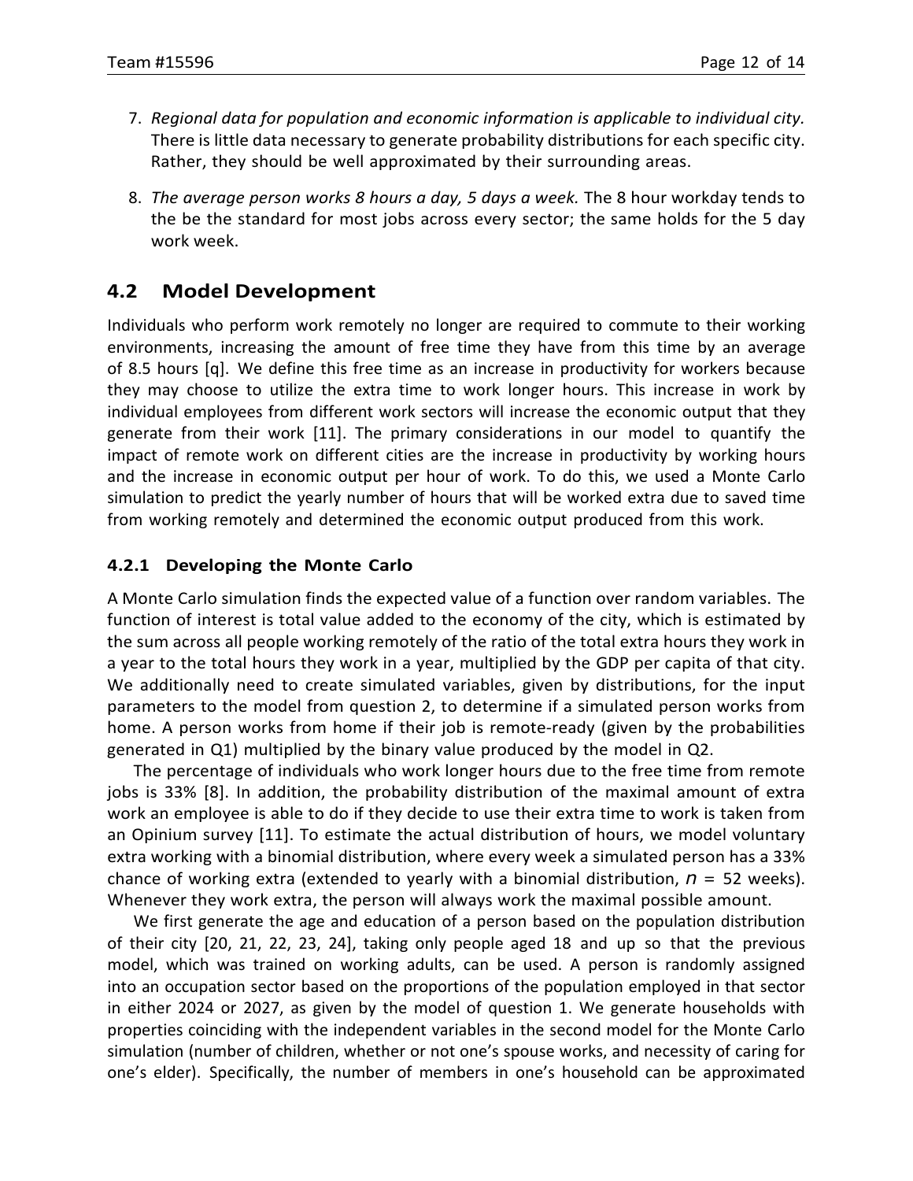7. *Regional data for population and economic information is applicable to individual city.* There is little data necessary to generate probability distributions for each specific city. Rather, they should be well approximated by their surrounding areas.

8. *The average person works 8 hours a day, 5 days a week.* The 8 hour workday tends to the be the standard for most jobs across every sector; the same holds for the 5 day work week.

## 4.2 Model Development

Individuals who perform work remotely no longer are required to commute to their working environments, increasing the amount of free time they have from this time by an average of 8.5 hours [q]. We define this free time as an increase in productivity for workers because they may choose to utilize the extra time to work longer hours. This increase in work by individual employees from different work sectors will increase the economic output that they generate from their work [11]. The primary considerations in our model to quantify the impact of remote work on different cities are the increase in productivity by working hours and the increase in economic output per hour of work. To do this, we used a Monte Carlo simulation to predict the yearly number of hours that will be worked extra due to saved time from working remotely and determined the economic output produced from this work.

### 4.2.1 Developing the Monte Carlo

A Monte Carlo simulation finds the expected value of a function over random variables. The function of interest is total value added to the economy of the city, which is estimated by the sum across all people working remotely of the ratio of the total extra hours they work in a year to the total hours they work in a year, multiplied by the GDP per capita of that city. We additionally need to create simulated variables, given by distributions, for the input parameters to the model from question 2, to determine if a simulated person works from home. A person works from home if their job is remote-ready (given by the probabilities generated in Q1) multiplied by the binary value produced by the model in Q2.

The percentage of individuals who work longer hours due to the free time from remote jobs is 33% [8]. In addition, the probability distribution of the maximal amount of extra work an employee is able to do if they decide to use their extra time to work is taken from an Opinium survey [11]. To estimate the actual distribution of hours, we model voluntary extra working with a binomial distribution, where every week a simulated person has a 33% chance of working extra (extended to yearly with a binomial distribution, $n$ = 52 weeks). Whenever they work extra, the person will always work the maximal possible amount.

We first generate the age and education of a person based on the population distribution of their city [20, 21, 22, 23, 24], taking only people aged 18 and up so that the previous model, which was trained on working adults, can be used. A person is randomly assigned into an occupation sector based on the proportions of the population employed in that sector in either 2024 or 2027, as given by the model of question 1. We generate households with properties coinciding with the independent variables in the second model for the Monte Carlo simulation (number of children, whether or not one's spouse works, and necessity of caring for one's elder). Specifically, the number of members in one's household can be approximated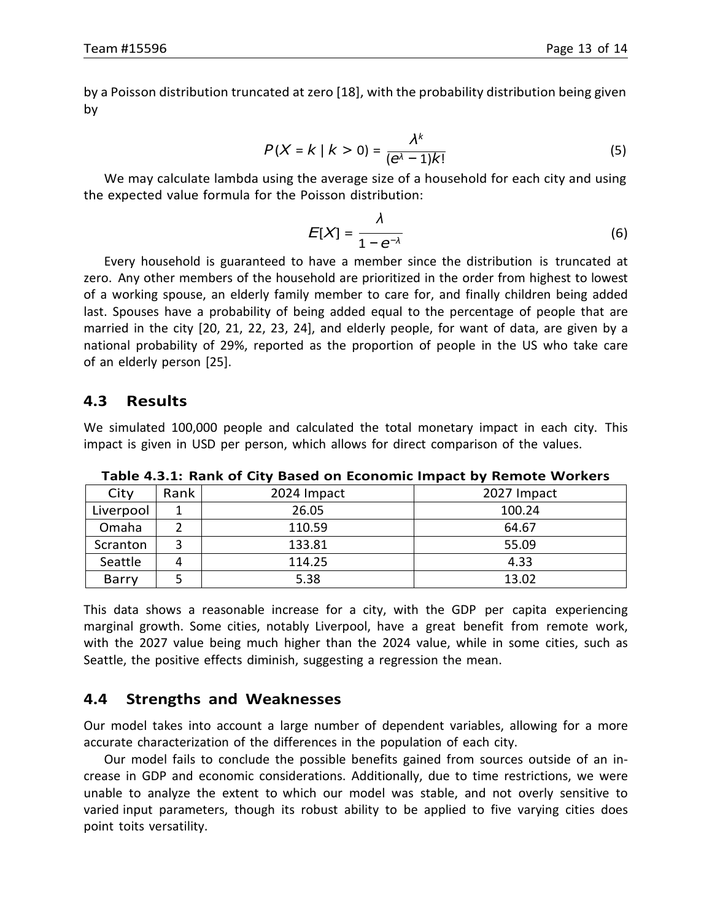by a Poisson distribution truncated at zero [18], with the probability distribution being given by

$$P(X = k \mid k > 0) = \frac{\lambda^k}{(e^\lambda - 1)k!} \tag{5}$$

We may calculate lambda using the average size of a household for each city and using the expected value formula for the Poisson distribution:

$$E[X] = \frac{\lambda}{1 - e^{-\lambda}} \tag{6}$$

Every household is guaranteed to have a member since the distribution is truncated at zero. Any other members of the household are prioritized in the order from highest to lowest of a working spouse, an elderly family member to care for, and finally children being added last. Spouses have a probability of being added equal to the percentage of people that are married in the city [20, 21, 22, 23, 24], and elderly people, for want of data, are given by a national probability of 29%, reported as the proportion of people in the US who take care of an elderly person [25].

## 4.3 Results

We simulated 100,000 people and calculated the total monetary impact in each city. This impact is given in USD per person, which allows for direct comparison of the values.

**Table 4.3.1: Rank of City Based on Economic Impact by Remote Workers**

| City | Rank | 2024 Impact | 2027 Impact |
|---|---|---|---|
| Liverpool | 1 | 26.05 | 100.24 |
| Omaha | 2 | 110.59 | 64.67 |
| Scranton | 3 | 133.81 | 55.09 |
| Seattle | 4 | 114.25 | 4.33 |
| Barry | 5 | 5.38 | 13.02 |

This data shows a reasonable increase for a city, with the GDP per capita experiencing marginal growth. Some cities, notably Liverpool, have a great benefit from remote work, with the 2027 value being much higher than the 2024 value, while in some cities, such as Seattle, the positive effects diminish, suggesting a regression the mean.

## 4.4 Strengths and Weaknesses

Our model takes into account a large number of dependent variables, allowing for a more accurate characterization of the differences in the population of each city.

Our model fails to conclude the possible benefits gained from sources outside of an increase in GDP and economic considerations. Additionally, due to time restrictions, we were unable to analyze the extent to which our model was stable, and not overly sensitive to varied input parameters, though its robust ability to be applied to five varying cities does point toits versatility.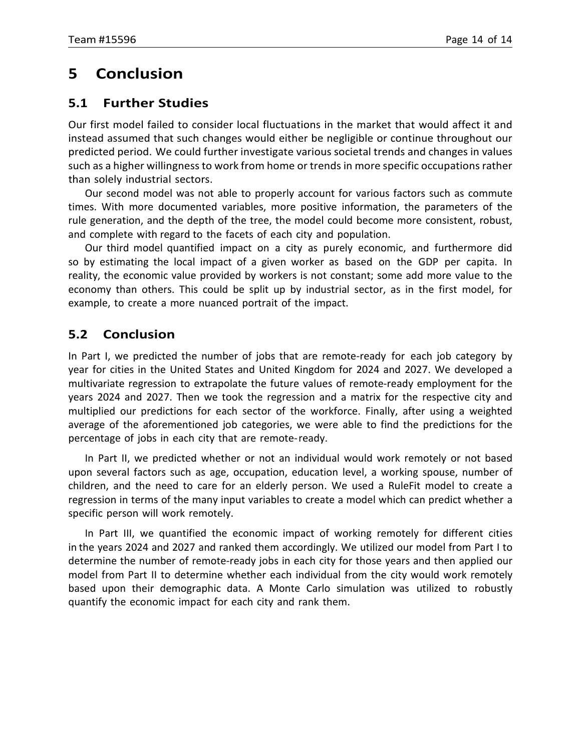# 5 Conclusion

## 5.1 Further Studies

Our first model failed to consider local fluctuations in the market that would affect it and instead assumed that such changes would either be negligible or continue throughout our predicted period. We could further investigate various societal trends and changes in values such as a higher willingness to work from home or trends in more specific occupations rather than solely industrial sectors.

Our second model was not able to properly account for various factors such as commute times. With more documented variables, more positive information, the parameters of the rule generation, and the depth of the tree, the model could become more consistent, robust, and complete with regard to the facets of each city and population.

Our third model quantified impact on a city as purely economic, and furthermore did so by estimating the local impact of a given worker as based on the GDP per capita. In reality, the economic value provided by workers is not constant; some add more value to the economy than others. This could be split up by industrial sector, as in the first model, for example, to create a more nuanced portrait of the impact.

## 5.2 Conclusion

In Part I, we predicted the number of jobs that are remote-ready for each job category by year for cities in the United States and United Kingdom for 2024 and 2027. We developed a multivariate regression to extrapolate the future values of remote-ready employment for the years 2024 and 2027. Then we took the regression and a matrix for the respective city and multiplied our predictions for each sector of the workforce. Finally, after using a weighted average of the aforementioned job categories, we were able to find the predictions for the percentage of jobs in each city that are remote-ready.

In Part II, we predicted whether or not an individual would work remotely or not based upon several factors such as age, occupation, education level, a working spouse, number of children, and the need to care for an elderly person. We used a RuleFit model to create a regression in terms of the many input variables to create a model which can predict whether a specific person will work remotely.

In Part III, we quantified the economic impact of working remotely for different cities in the years 2024 and 2027 and ranked them accordingly. We utilized our model from Part I to determine the number of remote-ready jobs in each city for those years and then applied our model from Part II to determine whether each individual from the city would work remotely based upon their demographic data. A Monte Carlo simulation was utilized to robustly quantify the economic impact for each city and rank them.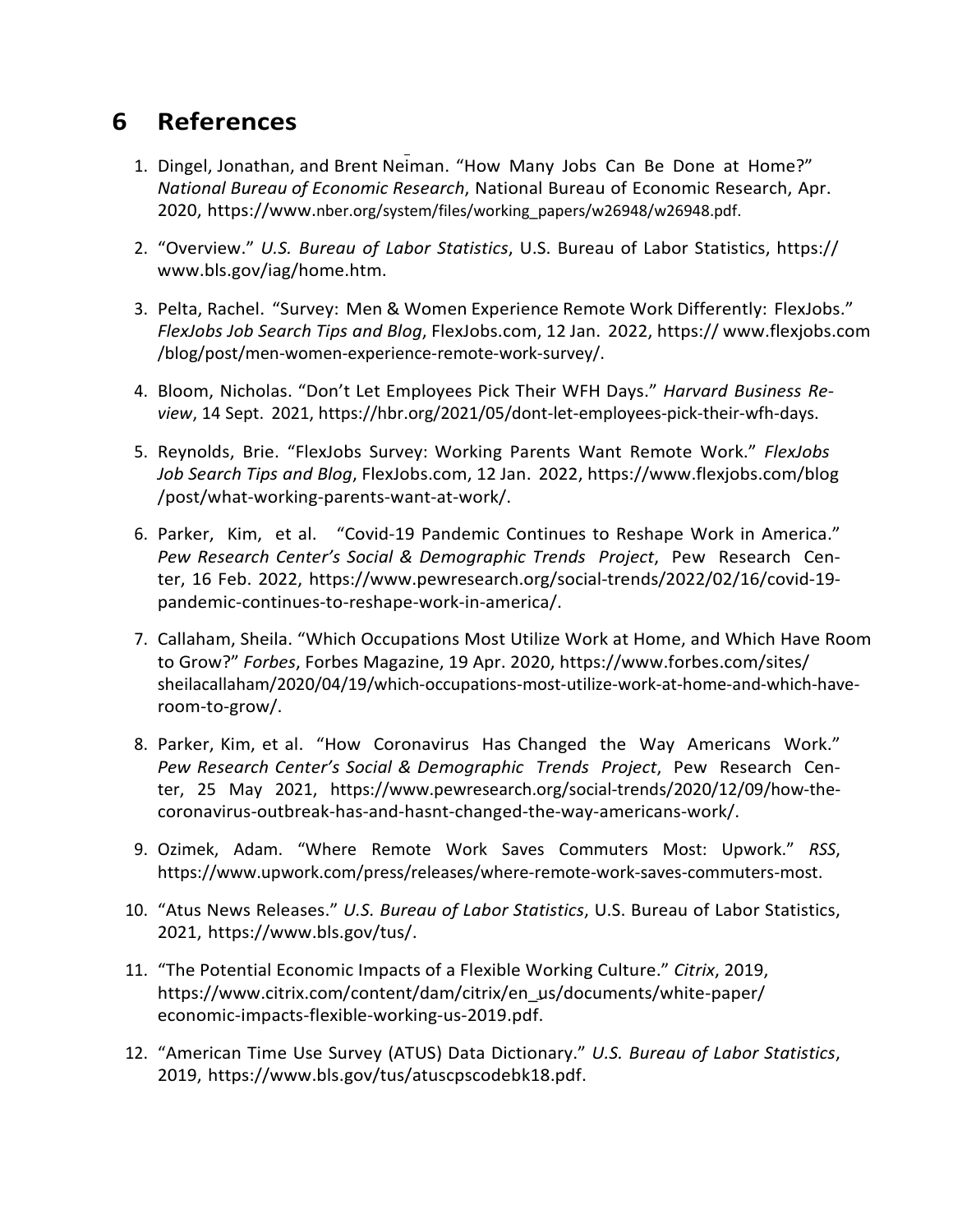## 6 References

1. Dingel, Jonathan, and Brent Neiman. "How Many Jobs Can Be Done at Home?" *National Bureau of Economic Research*, National Bureau of Economic Research, Apr. 2020, https://www.nber.org/system/files/working_papers/w26948/w26948.pdf.

2. "Overview." *U.S. Bureau of Labor Statistics*, U.S. Bureau of Labor Statistics, https:// www.bls.gov/iag/home.htm.

3. Pelta, Rachel. "Survey: Men & Women Experience Remote Work Differently: FlexJobs." *FlexJobs Job Search Tips and Blog*, FlexJobs.com, 12 Jan. 2022, https:// www.flexjobs.com /blog/post/men-women-experience-remote-work-survey/.

4. Bloom, Nicholas. "Don't Let Employees Pick Their WFH Days." *Harvard Business Review*, 14 Sept. 2021, https://hbr.org/2021/05/dont-let-employees-pick-their-wfh-days.

5. Reynolds, Brie. "FlexJobs Survey: Working Parents Want Remote Work." *FlexJobs Job Search Tips and Blog*, FlexJobs.com, 12 Jan. 2022, https://www.flexjobs.com/blog /post/what-working-parents-want-at-work/.

6. Parker, Kim, et al. "Covid-19 Pandemic Continues to Reshape Work in America." *Pew Research Center's Social & Demographic Trends Project*, Pew Research Center, 16 Feb. 2022, https://www.pewresearch.org/social-trends/2022/02/16/covid-19-pandemic-continues-to-reshape-work-in-america/.

7. Callaham, Sheila. "Which Occupations Most Utilize Work at Home, and Which Have Room to Grow?" *Forbes*, Forbes Magazine, 19 Apr. 2020, https://www.forbes.com/sites/ sheilacallaham/2020/04/19/which-occupations-most-utilize-work-at-home-and-which-have-room-to-grow/.

8. Parker, Kim, et al. "How Coronavirus Has Changed the Way Americans Work." *Pew Research Center's Social & Demographic Trends Project*, Pew Research Center, 25 May 2021, https://www.pewresearch.org/social-trends/2020/12/09/how-the-coronavirus-outbreak-has-and-hasnt-changed-the-way-americans-work/.

9. Ozimek, Adam. "Where Remote Work Saves Commuters Most: Upwork." *RSS*, https://www.upwork.com/press/releases/where-remote-work-saves-commuters-most.

10. "Atus News Releases." *U.S. Bureau of Labor Statistics*, U.S. Bureau of Labor Statistics, 2021, https://www.bls.gov/tus/.

11. "The Potential Economic Impacts of a Flexible Working Culture." *Citrix*, 2019, https://www.citrix.com/content/dam/citrix/en_us/documents/white-paper/ economic-impacts-flexible-working-us-2019.pdf.

12. "American Time Use Survey (ATUS) Data Dictionary." *U.S. Bureau of Labor Statistics*, 2019, https://www.bls.gov/tus/atuscpscodebk18.pdf.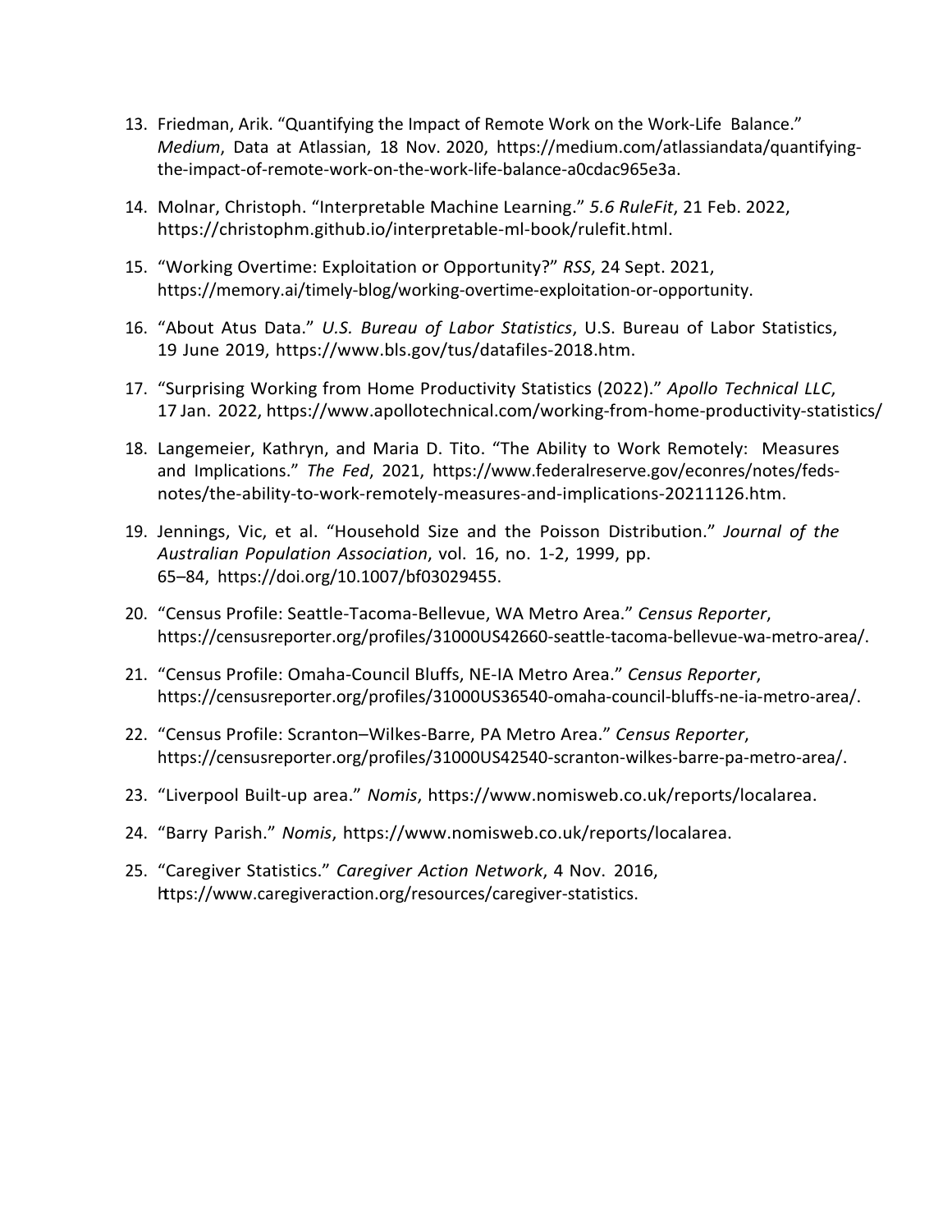13. Friedman, Arik. "Quantifying the Impact of Remote Work on the Work-Life Balance." *Medium*, Data at Atlassian, 18 Nov. 2020, https://medium.com/atlassiandata/quantifying-the-impact-of-remote-work-on-the-work-life-balance-a0cdac965e3a.

14. Molnar, Christoph. "Interpretable Machine Learning." *5.6 RuleFit*, 21 Feb. 2022, https://christophm.github.io/interpretable-ml-book/rulefit.html.

15. "Working Overtime: Exploitation or Opportunity?" *RSS*, 24 Sept. 2021, https://memory.ai/timely-blog/working-overtime-exploitation-or-opportunity.

16. "About Atus Data." *U.S. Bureau of Labor Statistics*, U.S. Bureau of Labor Statistics, 19 June 2019, https://www.bls.gov/tus/datafiles-2018.htm.

17. "Surprising Working from Home Productivity Statistics (2022)." *Apollo Technical LLC*, 17 Jan. 2022, https://www.apollotechnical.com/working-from-home-productivity-statistics/

18. Langemeier, Kathryn, and Maria D. Tito. "The Ability to Work Remotely: Measures and Implications." *The Fed*, 2021, https://www.federalreserve.gov/econres/notes/feds-notes/the-ability-to-work-remotely-measures-and-implications-20211126.htm.

19. Jennings, Vic, et al. "Household Size and the Poisson Distribution." *Journal of the Australian Population Association*, vol. 16, no. 1-2, 1999, pp. 65–84, https://doi.org/10.1007/bf03029455.

20. "Census Profile: Seattle-Tacoma-Bellevue, WA Metro Area." *Census Reporter*, https://censusreporter.org/profiles/31000US42660-seattle-tacoma-bellevue-wa-metro-area/.

21. "Census Profile: Omaha-Council Bluffs, NE-IA Metro Area." *Census Reporter*, https://censusreporter.org/profiles/31000US36540-omaha-council-bluffs-ne-ia-metro-area/.

22. "Census Profile: Scranton–Wilkes-Barre, PA Metro Area." *Census Reporter*, https://censusreporter.org/profiles/31000US42540-scranton-wilkes-barre-pa-metro-area/.

23. "Liverpool Built-up area." *Nomis*, https://www.nomisweb.co.uk/reports/localarea.

24. "Barry Parish." *Nomis*, https://www.nomisweb.co.uk/reports/localarea.

25. "Caregiver Statistics." *Caregiver Action Network*, 4 Nov. 2016, https://www.caregiveraction.org/resources/caregiver-statistics.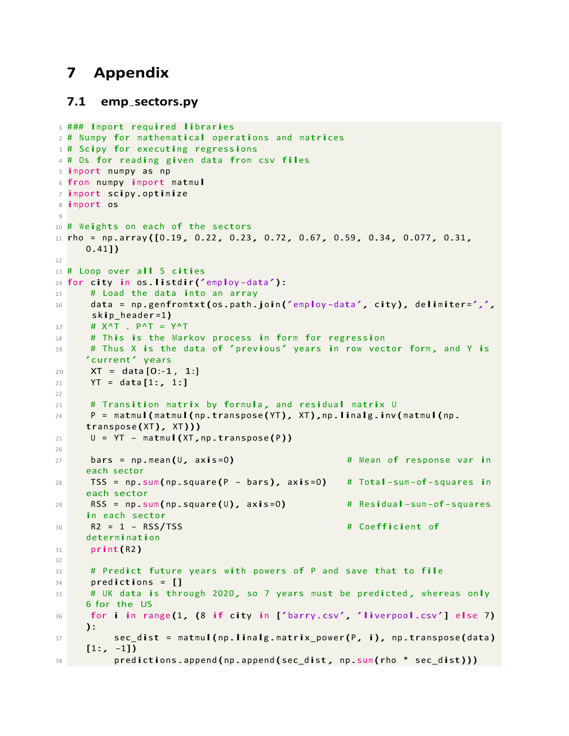# 7 Appendix

## 7.1 emp_sectors.py

```python
### Import required libraries
# Numpy for mathematical operations and matrices
# Scipy for executing regressions
# Os for reading given data from csv files
import numpy as np
from numpy import matmul
import scipy.optimize
import os

# Weights on each of the sectors
rho = np.array([0.19, 0.22, 0.23, 0.72, 0.67, 0.59, 0.34, 0.077, 0.31,
    0.41])

# Loop over all 5 cities
for city in os.listdir('employ-data'):
    # Load the data into an array
    data = np.genfromtxt(os.path.join('employ-data', city), delimiter=',',
    skip_header=1)
    # X^T . P^T = Y^T
    # This is the Markov process in form for regression
    # Thus X is the data of 'previous' years in row vector form, and Y is
    'current' years
    XT = data[0:-1, 1:]
    YT = data[1:, 1:]

    # Transition matrix by formula, and residual matrix U
    P = matmul(matmul(np.transpose(YT), XT),np.linalg.inv(matmul(np.
    transpose(XT), XT)))
    U = YT - matmul(XT,np.transpose(P))

    bars = np.mean(U, axis=0)                    # Mean of response var in
    each sector
    TSS = np.sum(np.square(P - bars), axis=0)    # Total-sum-of-squares in
    each sector
    RSS = np.sum(np.square(U), axis=0)           # Residual-sum-of-squares
    in each sector
    R2 = 1 - RSS/TSS                             # Coefficient of
    determination
    print(R2)

    # Predict future years with powers of P and save that to file
    predictions = []
    # UK data is through 2020, so 7 years must be predicted, whereas only
    6 for the US
    for i in range(1, (8 if city in ['barry.csv', 'liverpool.csv'] else 7)
    ):
        sec_dist = matmul(np.linalg.matrix_power(P, i), np.transpose(data)
    [1:, -1])
        predictions.append(np.append(sec_dist, np.sum(rho * sec_dist)))
```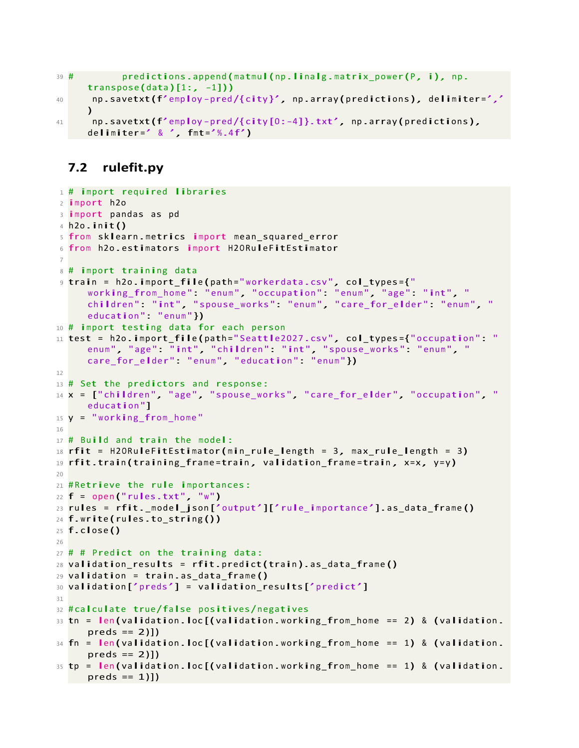```
#        predictions.append(matmul(np.linalg.matrix_power(P, i), np.transpose(data)[1:, -1]))
    np.savetxt(f'employ-pred/{city}', np.array(predictions), delimiter=',')
    np.savetxt(f'employ-pred/{city[0:-4]}.txt', np.array(predictions), delimiter=' & ', fmt='%.4f')
```

## 7.2 rulefit.py

```
# import required libraries
import h2o
import pandas as pd
h2o.init()
from sklearn.metrics import mean_squared_error
from h2o.estimators import H2ORuleFitEstimator

# import training data
train = h2o.import_file(path="workerdata.csv", col_types={"working_from_home": "enum", "occupation": "enum", "age": "int", "children": "int", "spouse_works": "enum", "care_for_elder": "enum", "education": "enum"})
# import testing data for each person
test = h2o.import_file(path="Seattle2027.csv", col_types={"occupation": "enum", "age": "int", "children": "int", "spouse_works": "enum", "care_for_elder": "enum", "education": "enum"})

# Set the predictors and response:
x = ["children", "age", "spouse_works", "care_for_elder", "occupation", "education"]
y = "working_from_home"

# Build and train the model:
rfit = H2ORuleFitEstimator(min_rule_length = 3, max_rule_length = 3)
rfit.train(training_frame=train, validation_frame=train, x=x, y=y)

#Retrieve the rule importances:
f = open("rules.txt", "w")
rules = rfit._model_json['output']['rule_importance'].as_data_frame()
f.write(rules.to_string())
f.close()

# # Predict on the training data:
validation_results = rfit.predict(train).as_data_frame()
validation = train.as_data_frame()
validation['preds'] = validation_results['predict']

#calculate true/false positives/negatives
tn = len(validation.loc[(validation.working_from_home == 2) & (validation.preds == 2)])
fn = len(validation.loc[(validation.working_from_home == 1) & (validation.preds == 2)])
tp = len(validation.loc[(validation.working_from_home == 1) & (validation.preds == 1)])
```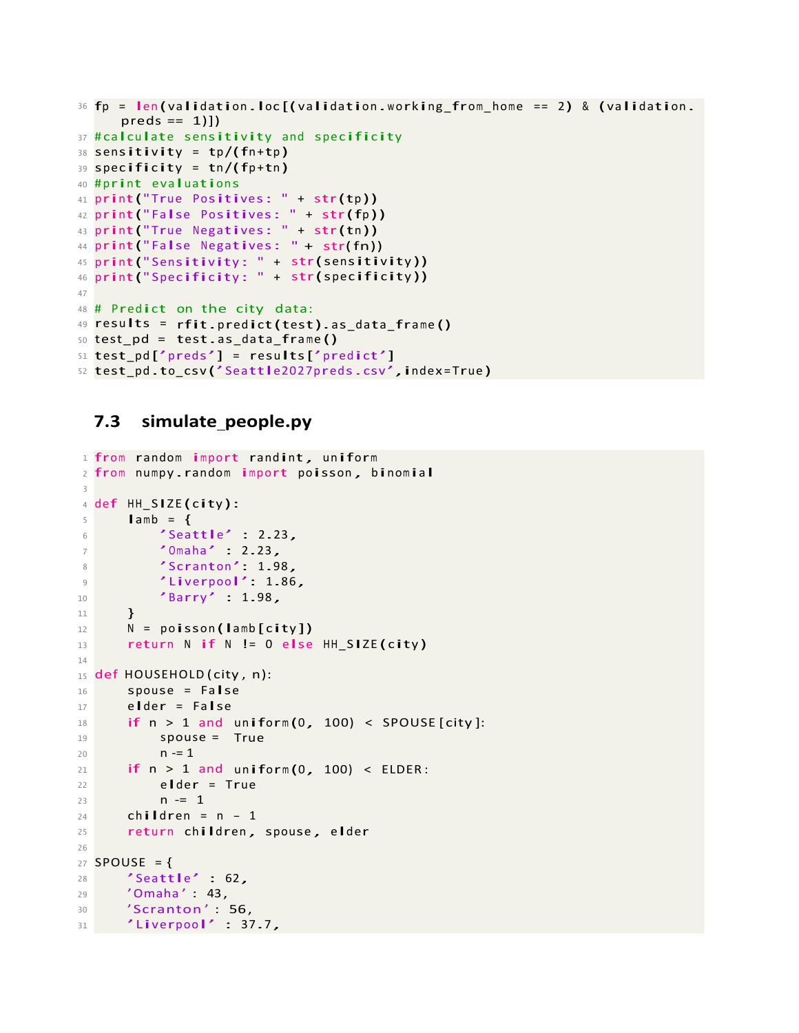```
fp = len(validation.loc[(validation.working_from_home == 2) & (validation.
    preds == 1)])
#calculate sensitivity and specificity
sensitivity = tp/(fn+tp)
specificity = tn/(fp+tn)
#print evaluations
print("True Positives: " + str(tp))
print("False Positives: " + str(fp))
print("True Negatives: " + str(tn))
print("False Negatives: " + str(fn))
print("Sensitivity: " + str(sensitivity))
print("Specificity: " + str(specificity))

# Predict on the city data:
results = rfit.predict(test).as_data_frame()
test_pd = test.as_data_frame()
test_pd['preds'] = results['predict']
test_pd.to_csv('Seattle2027preds.csv',index=True)
```

## 7.3 simulate_people.py

```
from random import randint, uniform
from numpy.random import poisson, binomial

def HH_SIZE(city):
    lamb = {
        'Seattle' : 2.23,
        'Omaha' : 2.23,
        'Scranton': 1.98,
        'Liverpool': 1.86,
        'Barry' : 1.98,
    }
    N = poisson(lamb[city])
    return N if N != 0 else HH_SIZE(city)

def HOUSEHOLD(city, n):
    spouse = False
    elder = False
    if n > 1 and uniform(0, 100) < SPOUSE[city]:
        spouse =  True
        n -= 1
    if n > 1 and uniform(0, 100) < ELDER:
        elder = True
        n -= 1
    children = n - 1
    return children, spouse, elder

SPOUSE = {
    'Seattle' : 62,
    'Omaha': 43,
    'Scranton': 56,
    'Liverpool' : 37.7,
```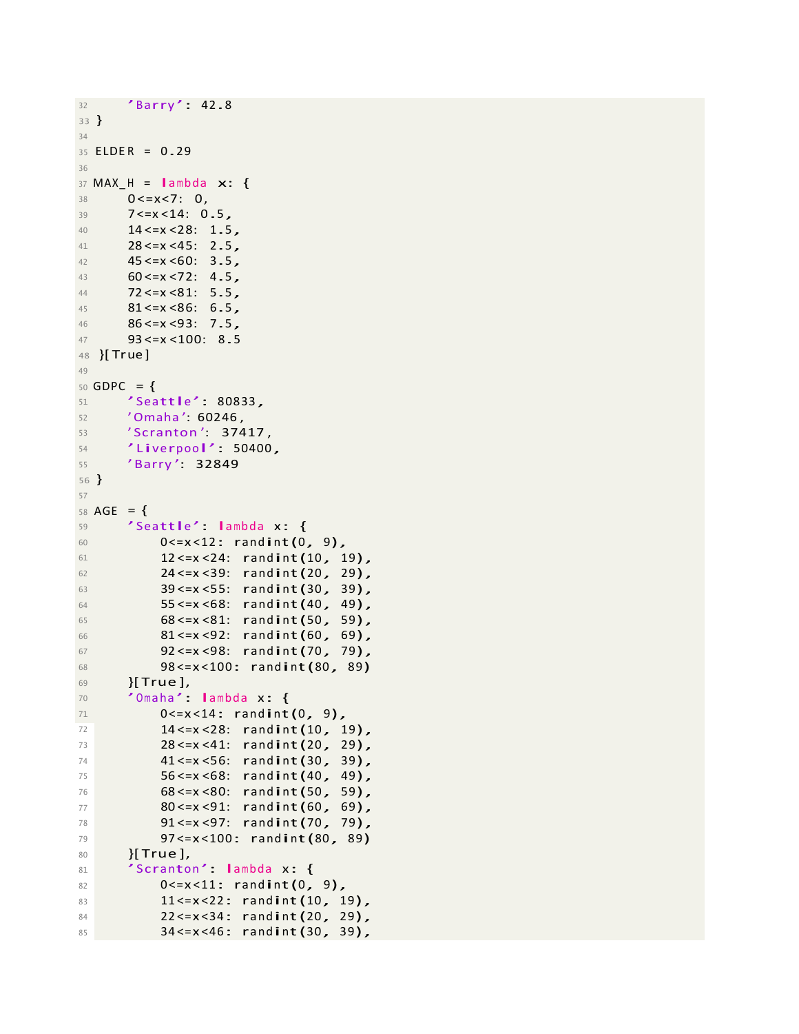```
32     'Barry': 42.8
33 }
34 
35 ELDER = 0.29
36 
37 MAX_H = lambda x: {
38     0<=x<7: 0,
39     7<=x<14: 0.5,
40     14<=x<28: 1.5,
41     28<=x<45: 2.5,
42     45<=x<60: 3.5,
43     60<=x<72: 4.5,
44     72<=x<81: 5.5,
45     81<=x<86: 6.5,
46     86<=x<93: 7.5,
47     93<=x<100: 8.5
48 }[True]
49 
50 GDPC = {
51     'Seattle': 80833,
52     'Omaha': 60246,
53     'Scranton': 37417,
54     'Liverpool': 50400,
55     'Barry': 32849
56 }
57 
58 AGE = {
59     'Seattle': lambda x: {
60         0<=x<12: randint(0, 9),
61         12<=x<24: randint(10, 19),
62         24<=x<39: randint(20, 29),
63         39<=x<55: randint(30, 39),
64         55<=x<68: randint(40, 49),
65         68<=x<81: randint(50, 59),
66         81<=x<92: randint(60, 69),
67         92<=x<98: randint(70, 79),
68         98<=x<100: randint(80, 89)
69     }[True],
70     'Omaha': lambda x: {
71         0<=x<14: randint(0, 9),
72         14<=x<28: randint(10, 19),
73         28<=x<41: randint(20, 29),
74         41<=x<56: randint(30, 39),
75         56<=x<68: randint(40, 49),
76         68<=x<80: randint(50, 59),
77         80<=x<91: randint(60, 69),
78         91<=x<97: randint(70, 79),
79         97<=x<100: randint(80, 89)
80     }[True],
81     'Scranton': lambda x: {
82         0<=x<11: randint(0, 9),
83         11<=x<22: randint(10, 19),
84         22<=x<34: randint(20, 29),
85         34<=x<46: randint(30, 39),
```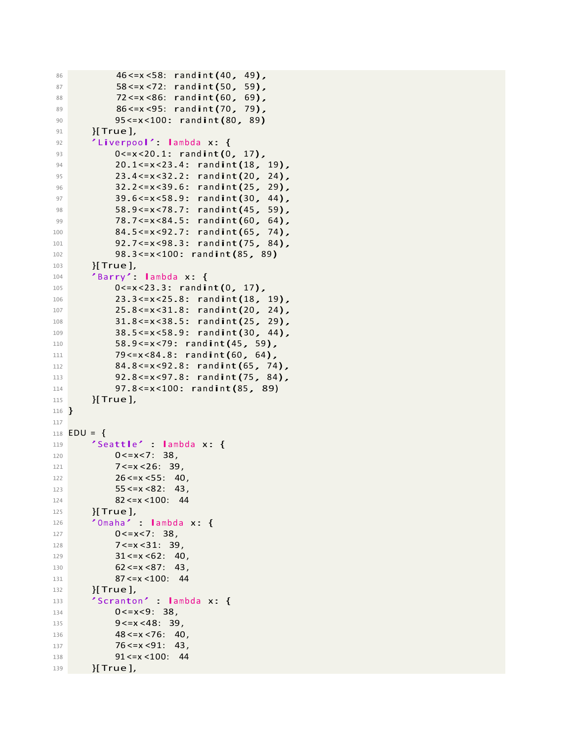```
        46<=x<58: randint(40, 49),
        58<=x<72: randint(50, 59),
        72<=x<86: randint(60, 69),
        86<=x<95: randint(70, 79),
        95<=x<100: randint(80, 89)
    }[True],
    'Liverpool': lambda x: {
        0<=x<20.1: randint(0, 17),
        20.1<=x<23.4: randint(18, 19),
        23.4<=x<32.2: randint(20, 24),
        32.2<=x<39.6: randint(25, 29),
        39.6<=x<58.9: randint(30, 44),
        58.9<=x<78.7: randint(45, 59),
        78.7<=x<84.5: randint(60, 64),
        84.5<=x<92.7: randint(65, 74),
        92.7<=x<98.3: randint(75, 84),
        98.3<=x<100: randint(85, 89)
    }[True],
    'Barry': lambda x: {
        0<=x<23.3: randint(0, 17),
        23.3<=x<25.8: randint(18, 19),
        25.8<=x<31.8: randint(20, 24),
        31.8<=x<38.5: randint(25, 29),
        38.5<=x<58.9: randint(30, 44),
        58.9<=x<79: randint(45, 59),
        79<=x<84.8: randint(60, 64),
        84.8<=x<92.8: randint(65, 74),
        92.8<=x<97.8: randint(75, 84),
        97.8<=x<100: randint(85, 89)
    }[True],
}

EDU = {
    'Seattle' : lambda x: {
        0<=x<7: 38,
        7<=x<26: 39,
        26<=x<55: 40,
        55<=x<82: 43,
        82<=x<100: 44
    }[True],
    'Omaha' : lambda x: {
        0<=x<7: 38,
        7<=x<31: 39,
        31<=x<62: 40,
        62<=x<87: 43,
        87<=x<100: 44
    }[True],
    'Scranton' : lambda x: {
        0<=x<9: 38,
        9<=x<48: 39,
        48<=x<76: 40,
        76<=x<91: 43,
        91<=x<100: 44
    }[True],
```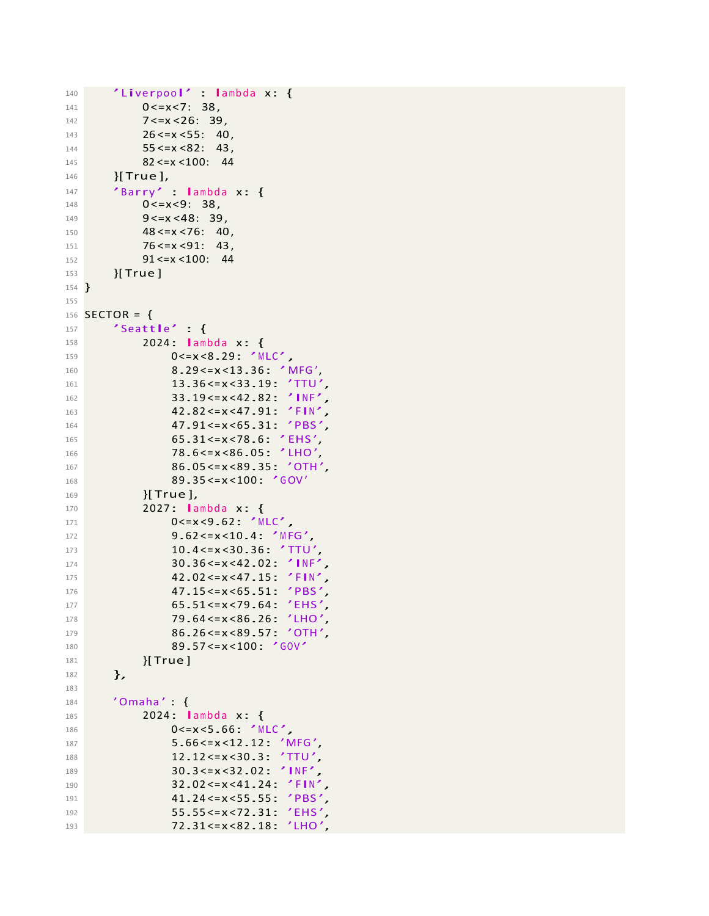```
    'Liverpool' : lambda x: {
        0<=x<7: 38,
        7<=x<26: 39,
        26<=x<55: 40,
        55<=x<82: 43,
        82<=x<100: 44
    }[True],
    'Barry' : lambda x: {
        0<=x<9: 38,
        9<=x<48: 39,
        48<=x<76: 40,
        76<=x<91: 43,
        91<=x<100: 44
    }[True]
}

SECTOR = {
    'Seattle' : {
        2024: lambda x: {
            0<=x<8.29: 'MLC',
            8.29<=x<13.36: 'MFG',
            13.36<=x<33.19: 'TTU',
            33.19<=x<42.82: 'INF',
            42.82<=x<47.91: 'FIN',
            47.91<=x<65.31: 'PBS',
            65.31<=x<78.6: 'EHS',
            78.6<=x<86.05: 'LHO',
            86.05<=x<89.35: 'OTH',
            89.35<=x<100: 'GOV'
        }[True],
        2027: lambda x: {
            0<=x<9.62: 'MLC',
            9.62<=x<10.4: 'MFG',
            10.4<=x<30.36: 'TTU',
            30.36<=x<42.02: 'INF',
            42.02<=x<47.15: 'FIN',
            47.15<=x<65.51: 'PBS',
            65.51<=x<79.64: 'EHS',
            79.64<=x<86.26: 'LHO',
            86.26<=x<89.57: 'OTH',
            89.57<=x<100: 'GOV'
        }[True]
    },

    'Omaha': {
        2024: lambda x: {
            0<=x<5.66: 'MLC',
            5.66<=x<12.12: 'MFG',
            12.12<=x<30.3: 'TTU',
            30.3<=x<32.02: 'INF',
            32.02<=x<41.24: 'FIN',
            41.24<=x<55.55: 'PBS',
            55.55<=x<72.31: 'EHS',
            72.31<=x<82.18: 'LHO',
```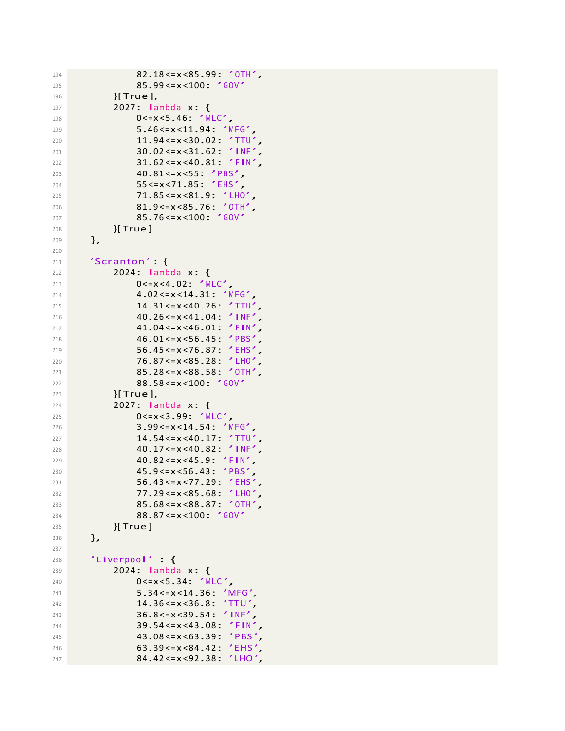```
            82.18<=x<85.99: 'OTH',
            85.99<=x<100: 'GOV'
        }[True],
        2027: lambda x: {
            0<=x<5.46: 'MLC',
            5.46<=x<11.94: 'MFG',
            11.94<=x<30.02: 'TTU',
            30.02<=x<31.62: 'INF',
            31.62<=x<40.81: 'FIN',
            40.81<=x<55: 'PBS',
            55<=x<71.85: 'EHS',
            71.85<=x<81.9: 'LHO',
            81.9<=x<85.76: 'OTH',
            85.76<=x<100: 'GOV'
        }[True]
    },

    'Scranton': {
        2024: lambda x: {
            0<=x<4.02: 'MLC',
            4.02<=x<14.31: 'MFG',
            14.31<=x<40.26: 'TTU',
            40.26<=x<41.04: 'INF',
            41.04<=x<46.01: 'FIN',
            46.01<=x<56.45: 'PBS',
            56.45<=x<76.87: 'EHS',
            76.87<=x<85.28: 'LHO',
            85.28<=x<88.58: 'OTH',
            88.58<=x<100: 'GOV'
        }[True],
        2027: lambda x: {
            0<=x<3.99: 'MLC',
            3.99<=x<14.54: 'MFG',
            14.54<=x<40.17: 'TTU',
            40.17<=x<40.82: 'INF',
            40.82<=x<45.9: 'FIN',
            45.9<=x<56.43: 'PBS',
            56.43<=x<77.29: 'EHS',
            77.29<=x<85.68: 'LHO',
            85.68<=x<88.87: 'OTH',
            88.87<=x<100: 'GOV'
        }[True]
    },

    'Liverpool' : {
        2024: lambda x: {
            0<=x<5.34: 'MLC',
            5.34<=x<14.36: 'MFG',
            14.36<=x<36.8: 'TTU',
            36.8<=x<39.54: 'INF',
            39.54<=x<43.08: 'FIN',
            43.08<=x<63.39: 'PBS',
            63.39<=x<84.42: 'EHS',
            84.42<=x<92.38: 'LHO',
```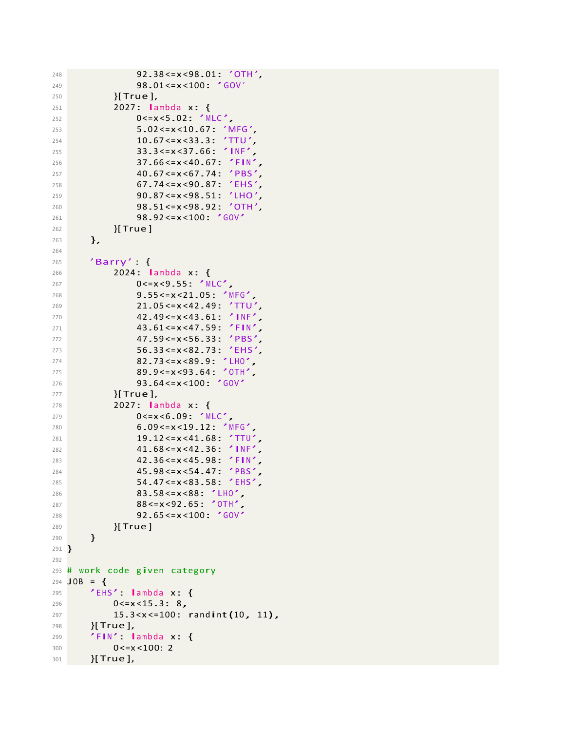```
            92.38<=x<98.01: 'OTH',
            98.01<=x<100: 'GOV'
        }[True],
        2027: lambda x: {
            0<=x<5.02: 'MLC',
            5.02<=x<10.67: 'MFG',
            10.67<=x<33.3: 'TTU',
            33.3<=x<37.66: 'INF',
            37.66<=x<40.67: 'FIN',
            40.67<=x<67.74: 'PBS',
            67.74<=x<90.87: 'EHS',
            90.87<=x<98.51: 'LHO',
            98.51<=x<98.92: 'OTH',
            98.92<=x<100: 'GOV'
        }[True]
    },

    'Barry': {
        2024: lambda x: {
            0<=x<9.55: 'MLC',
            9.55<=x<21.05: 'MFG',
            21.05<=x<42.49: 'TTU',
            42.49<=x<43.61: 'INF',
            43.61<=x<47.59: 'FIN',
            47.59<=x<56.33: 'PBS',
            56.33<=x<82.73: 'EHS',
            82.73<=x<89.9: 'LHO',
            89.9<=x<93.64: 'OTH',
            93.64<=x<100: 'GOV'
        }[True],
        2027: lambda x: {
            0<=x<6.09: 'MLC',
            6.09<=x<19.12: 'MFG',
            19.12<=x<41.68: 'TTU',
            41.68<=x<42.36: 'INF',
            42.36<=x<45.98: 'FIN',
            45.98<=x<54.47: 'PBS',
            54.47<=x<83.58: 'EHS',
            83.58<=x<88: 'LHO',
            88<=x<92.65: 'OTH',
            92.65<=x<100: 'GOV'
        }[True]
    }
}

# work code given category
JOB = {
    'EHS': lambda x: {
        0<=x<15.3: 8,
        15.3<x<=100: randint(10, 11),
    }[True],
    'FIN': lambda x: {
        0<=x<100: 2
    }[True],
```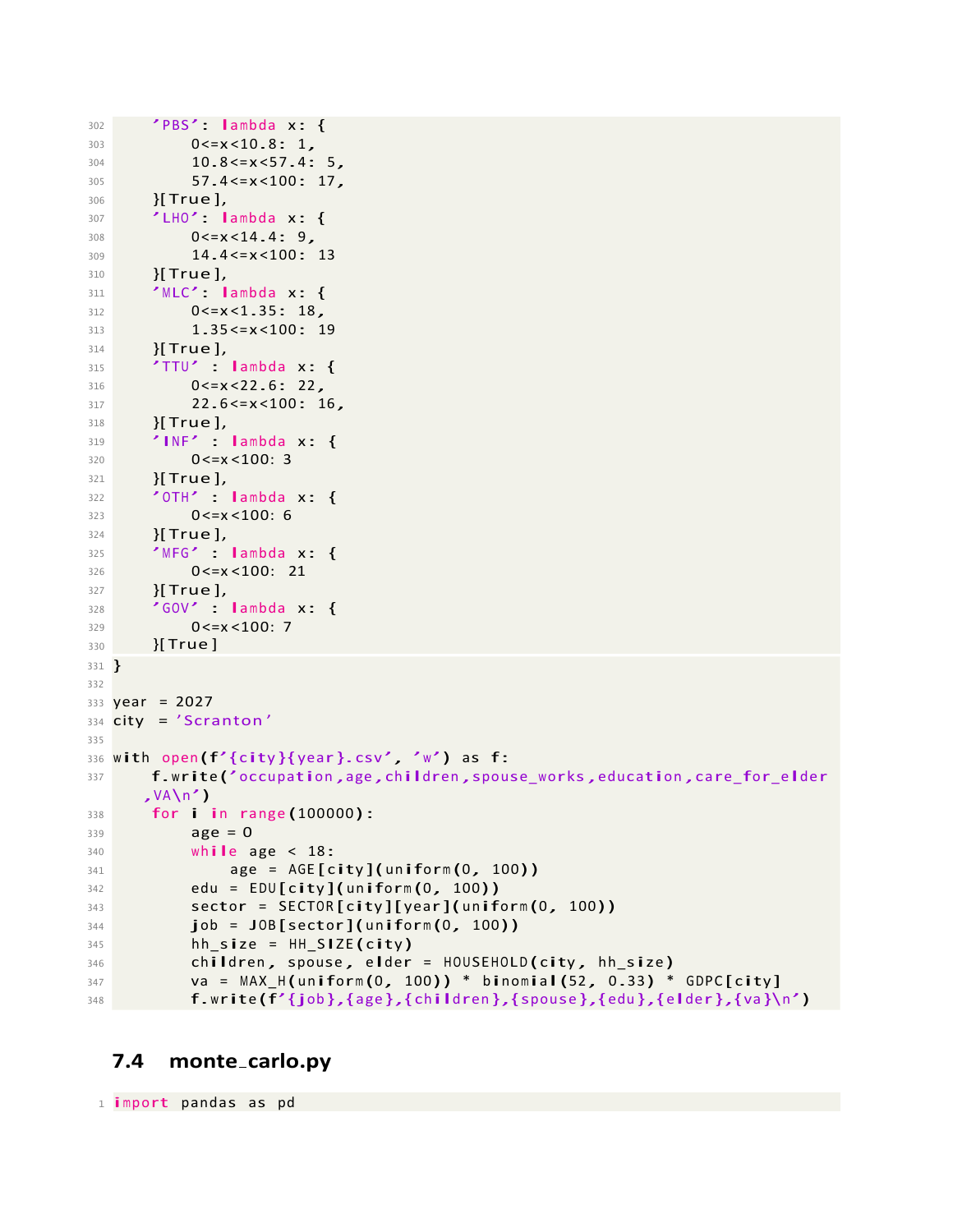```python
    'PBS': lambda x: {
        0<=x<10.8: 1,
        10.8<=x<57.4: 5,
        57.4<=x<100: 17,
    }[True],
    'LHO': lambda x: {
        0<=x<14.4: 9,
        14.4<=x<100: 13
    }[True],
    'MLC': lambda x: {
        0<=x<1.35: 18,
        1.35<=x<100: 19
    }[True],
    'TTU' : lambda x: {
        0<=x<22.6: 22,
        22.6<=x<100: 16,
    }[True],
    'INF' : lambda x: {
        0<=x<100: 3
    }[True],
    'OTH' : lambda x: {
        0<=x<100: 6
    }[True],
    'MFG' : lambda x: {
        0<=x<100: 21
    }[True],
    'GOV' : lambda x: {
        0<=x<100: 7
    }[True]
}

year  = 2027
city  = 'Scranton'

with open(f'{city}{year}.csv', 'w') as f:
    f.write('occupation,age,children,spouse_works,education,care_for_elder
    ,VA\n')
    for i in range(100000):
        age = 0
        while age < 18:
            age = AGE[city](uniform(0, 100))
        edu = EDU[city](uniform(0, 100))
        sector = SECTOR[city][year](uniform(0, 100))
        job = JOB[sector](uniform(0, 100))
        hh_size = HH_SIZE(city)
        children, spouse, elder = HOUSEHOLD(city, hh_size)
        va = MAX_H(uniform(0, 100)) * binomial(52, 0.33) * GDPC[city]
        f.write(f'{job},{age},{children},{spouse},{edu},{elder},{va}\n')
```

## 7.4 monte_carlo.py

```python
import pandas as pd
```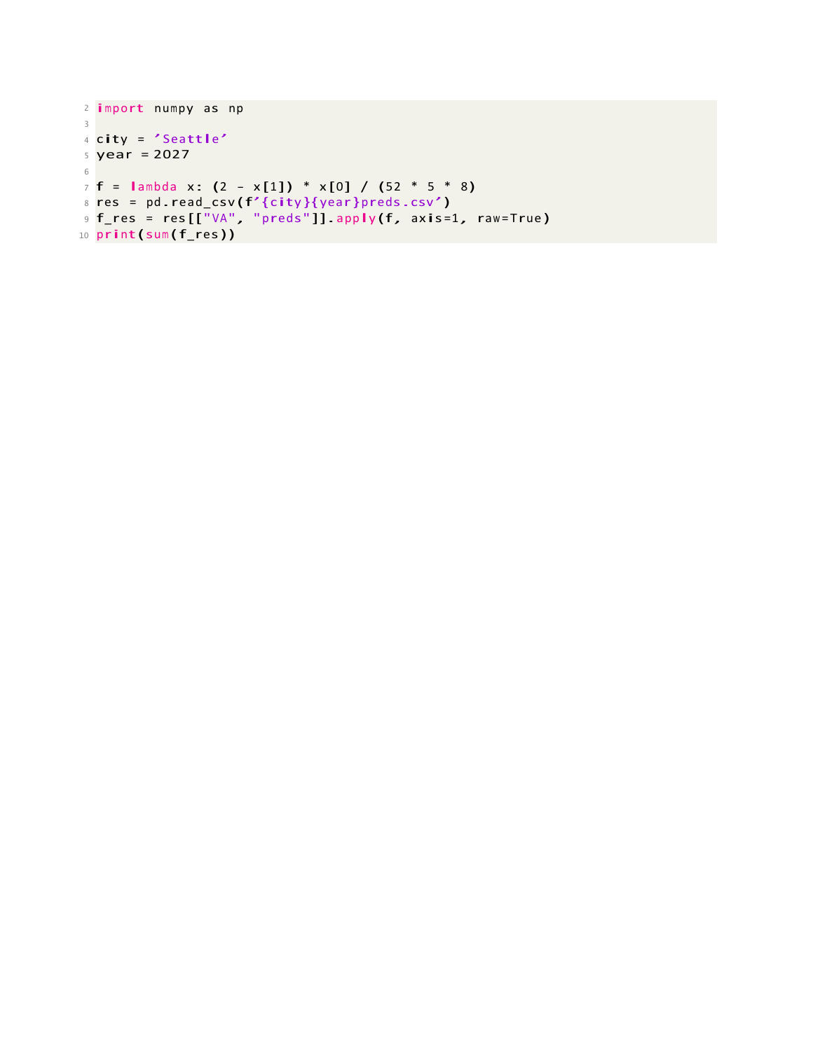```python
import numpy as np

city = 'Seattle'
year = 2027

f = lambda x: (2 - x[1]) * x[0] / (52 * 5 * 8)
res = pd.read_csv(f'{city}{year}preds.csv')
f_res = res[["VA", "preds"]].apply(f, axis=1, raw=True)
print(sum(f_res))
```